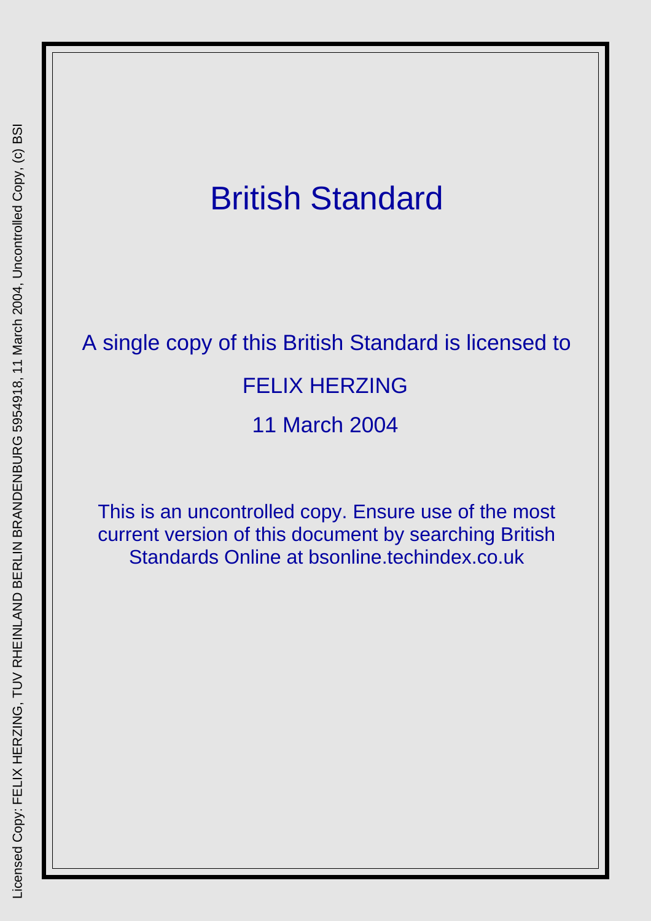# British Standard

A single copy of this British Standard is licensed to

FELIX HERZING

11 March 2004

This is an uncontrolled copy. Ensure use of the most current version of this document by searching British Standards Online at bsonline.techindex.co.uk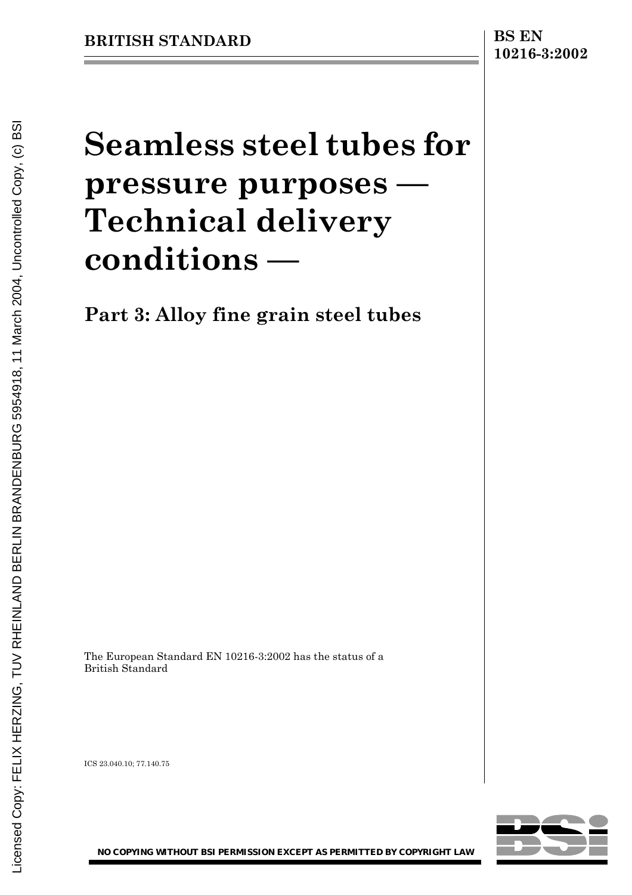**BRITISH STANDARD**

**BS EN 10216-3:2002**

# Seamless steel tubes for pressure purposes — Technical delivery conditions —

## Part 3: Alloy fine grain steel tubes

The European Standard EN 10216-3:2002 has the status of a British Standard

ICS 23.040.10; 77.140.75

**NO COPYING WITHOUT BSI PERMISSION EXCEPT AS PERMITTED BY COPYRIGHT LAW**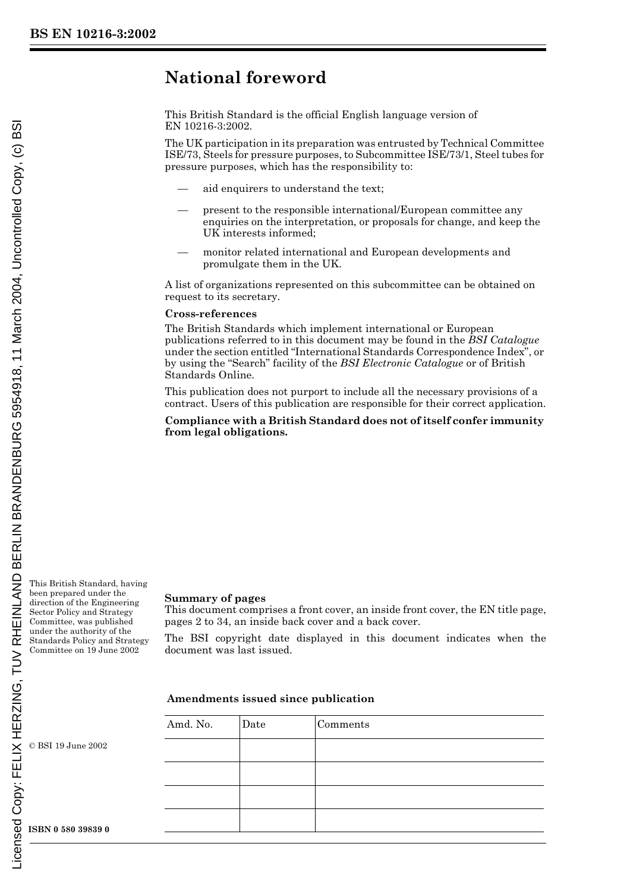# National foreword

This British Standard is the official English language version of EN 10216-3:2002.

The UK participation in its preparation was entrusted by Technical Committee ISE/73, Steels for pressure purposes, to Subcommittee ISE/73/1, Steel tubes for pressure purposes, which has the responsibility to:

- aid enquirers to understand the text;
- present to the responsible international/European committee any enquiries on the interpretation, or proposals for change, and keep the UK interests informed;
- monitor related international and European developments and promulgate them in the UK.

A list of organizations represented on this subcommittee can be obtained on request to its secretary.

**Cross-references**

The British Standards which implement international or European publications referred to in this document may be found in the *BSI Catalogue* under the section entitled "International Standards Correspondence Index", or by using the "Search" facility of the *BSI Electronic Catalogue* or of British Standards Online.

This publication does not purport to include all the necessary provisions of a contract. Users of this publication are responsible for their correct application.

**Compliance with a British Standard does not of itself confer immunity from legal obligations.**

This British Standard, having been prepared under the direction of the Engineering Sector Policy and Strategy Committee, was published under the authority of the Standards Policy and Strategy Committee on 19 June 2002

© BSI 19 June 2002

ISBN 0 580 39839 0

**Summary of pages**

This document comprises a front cover, an inside front cover, the EN title page, pages 2 to 34, an inside back cover and a back cover.

The BSI copyright date displayed in this document indicates when the document was last issued.

**Amendments issued since publication**

| Amd. No. | Date | Comments |
|---|---|---|
| | | |
| | | |
| | | |
| | | |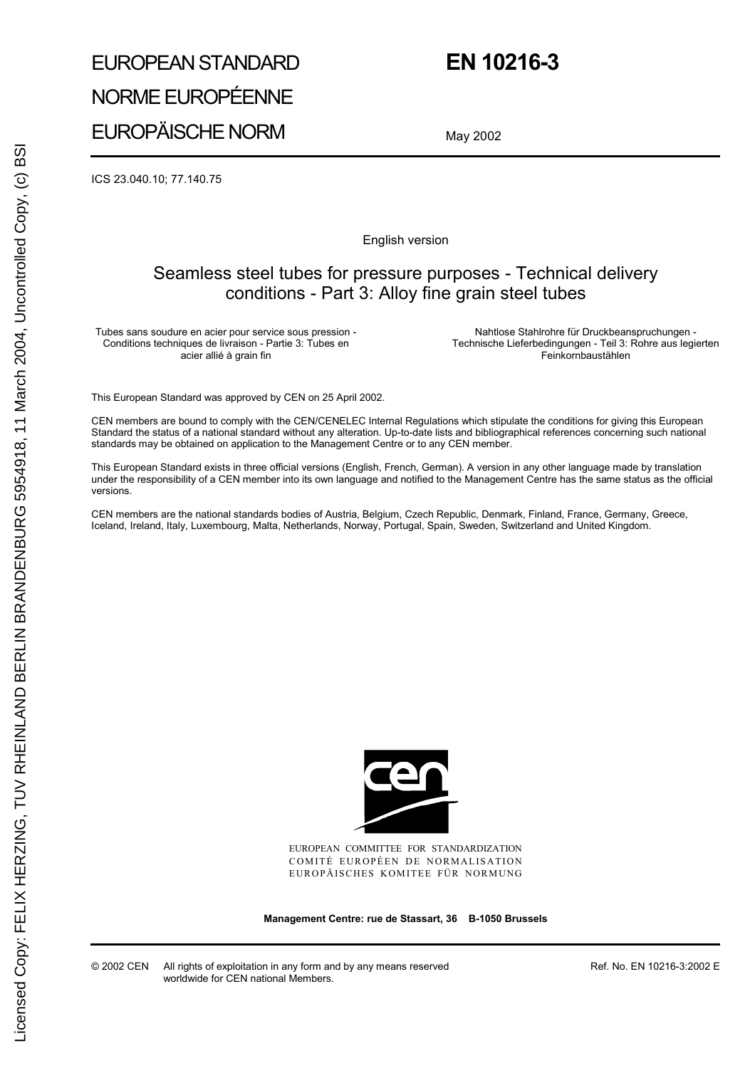# EUROPEAN STANDARD

# NORME EUROPÉENNE

# EUROPÄISCHE NORM

# EN 10216-3

May 2002

ICS 23.040.10; 77.140.75

English version

## Seamless steel tubes for pressure purposes - Technical delivery conditions - Part 3: Alloy fine grain steel tubes

Tubes sans soudure en acier pour service sous pression - Conditions techniques de livraison - Partie 3: Tubes en acier allié à grain fin

Nahtlose Stahlrohre für Druckbeanspruchungen - Technische Lieferbedingungen - Teil 3: Rohre aus legierten Feinkornbaustählen

This European Standard was approved by CEN on 25 April 2002.

CEN members are bound to comply with the CEN/CENELEC Internal Regulations which stipulate the conditions for giving this European Standard the status of a national standard without any alteration. Up-to-date lists and bibliographical references concerning such national standards may be obtained on application to the Management Centre or to any CEN member.

This European Standard exists in three official versions (English, French, German). A version in any other language made by translation under the responsibility of a CEN member into its own language and notified to the Management Centre has the same status as the official versions.

CEN members are the national standards bodies of Austria, Belgium, Czech Republic, Denmark, Finland, France, Germany, Greece, Iceland, Ireland, Italy, Luxembourg, Malta, Netherlands, Norway, Portugal, Spain, Sweden, Switzerland and United Kingdom.

EUROPEAN COMMITTEE FOR STANDARDIZATION
COMITÉ EUROPÉEN DE NORMALISATION
EUROPÄISCHES KOMITEE FÜR NORMUNG

**Management Centre: rue de Stassart, 36 B-1050 Brussels**

© 2002 CEN All rights of exploitation in any form and by any means reserved worldwide for CEN national Members.

Ref. No. EN 10216-3:2002 E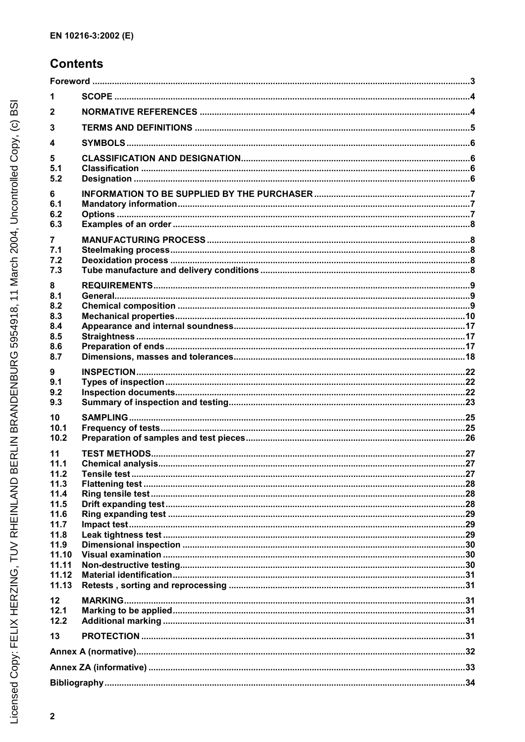# Contents

| | | |
|---|---|---|
| **Foreword** | | **3** |
| **1** | **SCOPE** | **4** |
| **2** | **NORMATIVE REFERENCES** | **4** |
| **3** | **TERMS AND DEFINITIONS** | **5** |
| **4** | **SYMBOLS** | **6** |
| **5** | **CLASSIFICATION AND DESIGNATION** | **6** |
| **5.1** | **Classification** | **6** |
| **5.2** | **Designation** | **6** |
| **6** | **INFORMATION TO BE SUPPLIED BY THE PURCHASER** | **7** |
| **6.1** | **Mandatory information** | **7** |
| **6.2** | **Options** | **7** |
| **6.3** | **Examples of an order** | **8** |
| **7** | **MANUFACTURING PROCESS** | **8** |
| **7.1** | **Steelmaking process** | **8** |
| **7.2** | **Deoxidation process** | **8** |
| **7.3** | **Tube manufacture and delivery conditions** | **8** |
| **8** | **REQUIREMENTS** | **9** |
| **8.1** | **General** | **9** |
| **8.2** | **Chemical composition** | **9** |
| **8.3** | **Mechanical properties** | **10** |
| **8.4** | **Appearance and internal soundness** | **17** |
| **8.5** | **Straightness** | **17** |
| **8.6** | **Preparation of ends** | **17** |
| **8.7** | **Dimensions, masses and tolerances** | **18** |
| **9** | **INSPECTION** | **22** |
| **9.1** | **Types of inspection** | **22** |
| **9.2** | **Inspection documents** | **22** |
| **9.3** | **Summary of inspection and testing** | **23** |
| **10** | **SAMPLING** | **25** |
| **10.1** | **Frequency of tests** | **25** |
| **10.2** | **Preparation of samples and test pieces** | **26** |
| **11** | **TEST METHODS** | **27** |
| **11.1** | **Chemical analysis** | **27** |
| **11.2** | **Tensile test** | **27** |
| **11.3** | **Flattening test** | **28** |
| **11.4** | **Ring tensile test** | **28** |
| **11.5** | **Drift expanding test** | **28** |
| **11.6** | **Ring expanding test** | **29** |
| **11.7** | **Impact test** | **29** |
| **11.8** | **Leak tightness test** | **29** |
| **11.9** | **Dimensional inspection** | **30** |
| **11.10** | **Visual examination** | **30** |
| **11.11** | **Non-destructive testing** | **30** |
| **11.12** | **Material identification** | **31** |
| **11.13** | **Retests , sorting and reprocessing** | **31** |
| **12** | **MARKING** | **31** |
| **12.1** | **Marking to be applied** | **31** |
| **12.2** | **Additional marking** | **31** |
| **13** | **PROTECTION** | **31** |
| **Annex A (normative)** | | **32** |
| **Annex ZA (informative)** | | **33** |
| **Bibliography** | | **34** |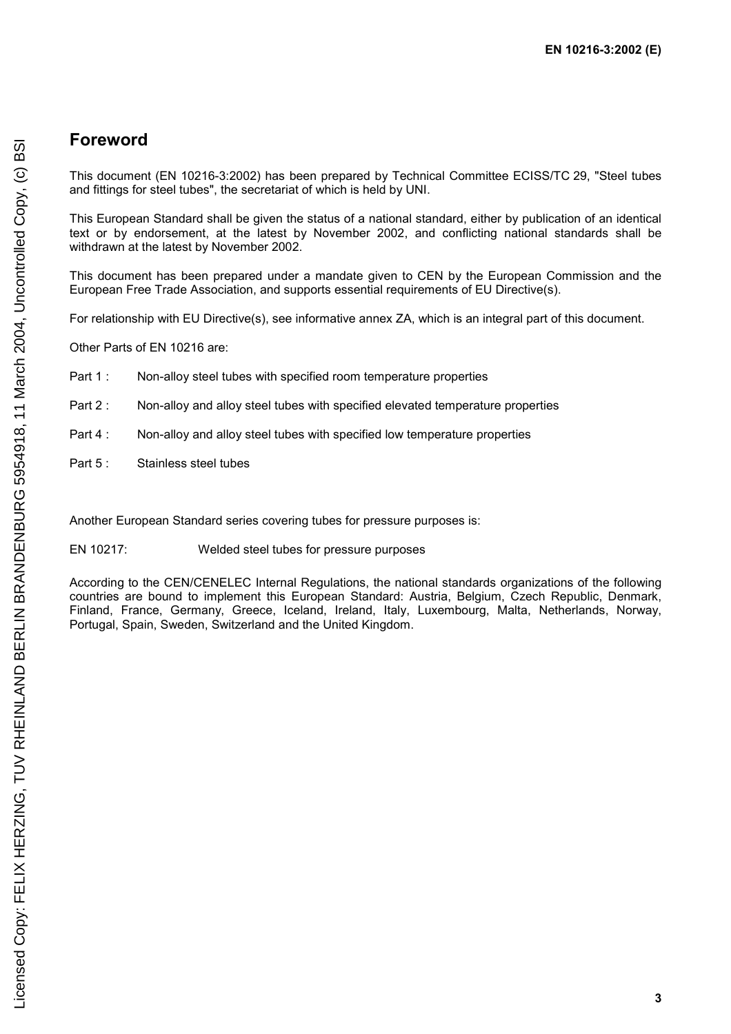## Foreword

This document (EN 10216-3:2002) has been prepared by Technical Committee ECISS/TC 29, "Steel tubes and fittings for steel tubes", the secretariat of which is held by UNI.

This European Standard shall be given the status of a national standard, either by publication of an identical text or by endorsement, at the latest by November 2002, and conflicting national standards shall be withdrawn at the latest by November 2002.

This document has been prepared under a mandate given to CEN by the European Commission and the European Free Trade Association, and supports essential requirements of EU Directive(s).

For relationship with EU Directive(s), see informative annex ZA, which is an integral part of this document.

Other Parts of EN 10216 are:

Part 1 : Non-alloy steel tubes with specified room temperature properties

Part 2 : Non-alloy and alloy steel tubes with specified elevated temperature properties

Part 4 : Non-alloy and alloy steel tubes with specified low temperature properties

Part 5 : Stainless steel tubes

Another European Standard series covering tubes for pressure purposes is:

EN 10217: Welded steel tubes for pressure purposes

According to the CEN/CENELEC Internal Regulations, the national standards organizations of the following countries are bound to implement this European Standard: Austria, Belgium, Czech Republic, Denmark, Finland, France, Germany, Greece, Iceland, Ireland, Italy, Luxembourg, Malta, Netherlands, Norway, Portugal, Spain, Sweden, Switzerland and the United Kingdom.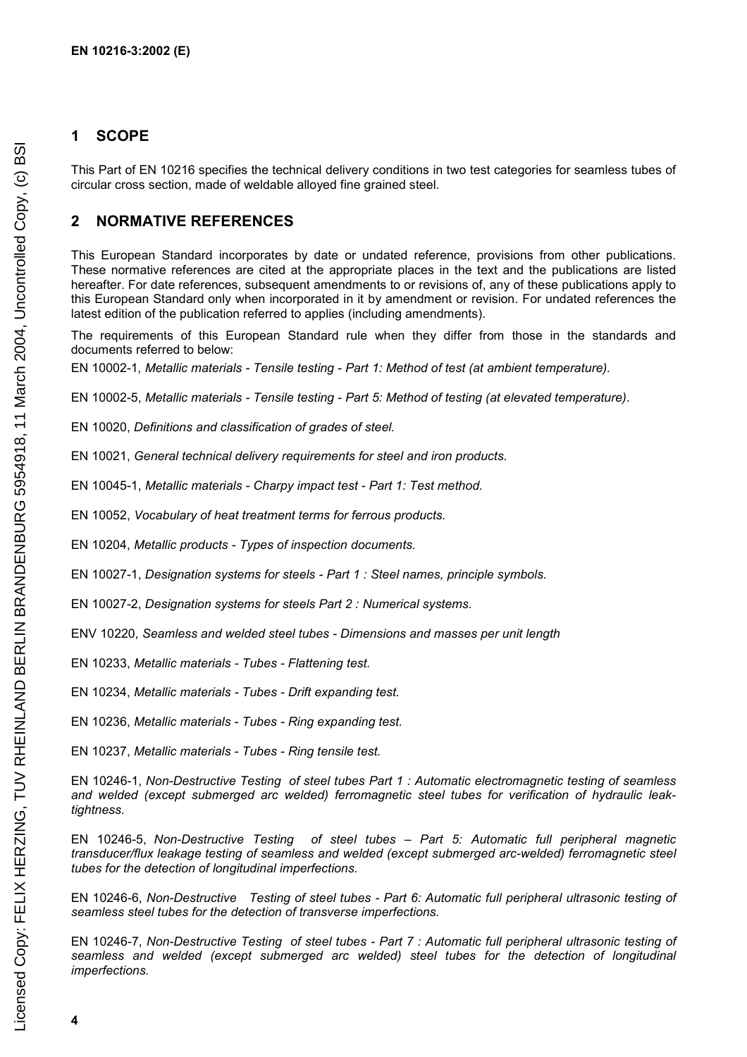## 1 SCOPE

This Part of EN 10216 specifies the technical delivery conditions in two test categories for seamless tubes of circular cross section, made of weldable alloyed fine grained steel.

## 2 NORMATIVE REFERENCES

This European Standard incorporates by date or undated reference, provisions from other publications. These normative references are cited at the appropriate places in the text and the publications are listed hereafter. For date references, subsequent amendments to or revisions of, any of these publications apply to this European Standard only when incorporated in it by amendment or revision. For undated references the latest edition of the publication referred to applies (including amendments).

The requirements of this European Standard rule when they differ from those in the standards and documents referred to below:

EN 10002-1*, Metallic materials - Tensile testing - Part 1: Method of test (at ambient temperature).*

EN 10002-5, *Metallic materials - Tensile testing - Part 5: Method of testing (at elevated temperature)*.

EN 10020, *Definitions and classification of grades of steel.*

EN 10021, *General technical delivery requirements for steel and iron products.*

EN 10045-1, *Metallic materials - Charpy impact test - Part 1: Test method.*

EN 10052, *Vocabulary of heat treatment terms for ferrous products.*

EN 10204, *Metallic products - Types of inspection documents.*

EN 10027-1, *Designation systems for steels - Part 1 : Steel names, principle symbols.*

EN 10027-2, *Designation systems for steels Part 2 : Numerical systems.*

ENV 10220, *Seamless and welded steel tubes - Dimensions and masses per unit length*

EN 10233, *Metallic materials - Tubes - Flattening test.*

EN 10234, *Metallic materials - Tubes - Drift expanding test.*

EN 10236, *Metallic materials - Tubes - Ring expanding test.*

EN 10237, *Metallic materials - Tubes - Ring tensile test.*

EN 10246-1, *Non-Destructive Testing of steel tubes Part 1 : Automatic electromagnetic testing of seamless and welded (except submerged arc welded) ferromagnetic steel tubes for verification of hydraulic leak-tightness.*

EN 10246-5, *Non-Destructive Testing of steel tubes – Part 5: Automatic full peripheral magnetic transducer/flux leakage testing of seamless and welded (except submerged arc-welded) ferromagnetic steel tubes for the detection of longitudinal imperfections.*

EN 10246-6, *Non-Destructive Testing of steel tubes - Part 6: Automatic full peripheral ultrasonic testing of seamless steel tubes for the detection of transverse imperfections.*

EN 10246-7, *Non-Destructive Testing of steel tubes - Part 7 : Automatic full peripheral ultrasonic testing of seamless and welded (except submerged arc welded) steel tubes for the detection of longitudinal imperfections.*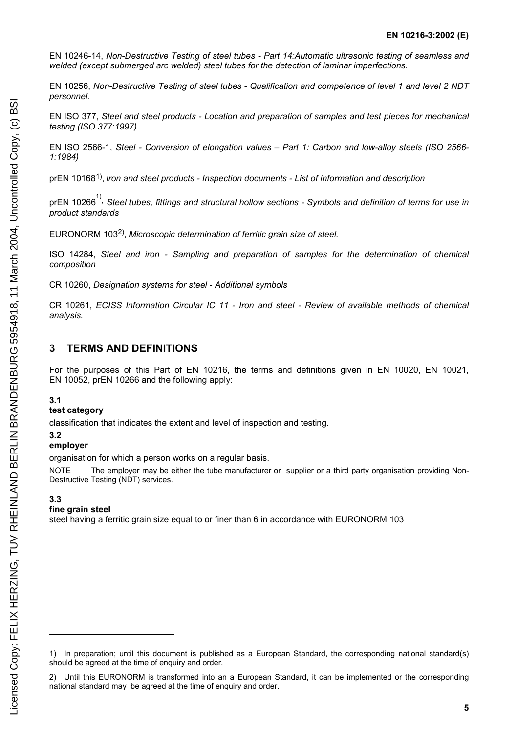EN 10246-14, *Non-Destructive Testing of steel tubes - Part 14:Automatic ultrasonic testing of seamless and welded (except submerged arc welded) steel tubes for the detection of laminar imperfections.*

EN 10256, *Non-Destructive Testing of steel tubes - Qualification and competence of level 1 and level 2 NDT personnel.*

EN ISO 377, *Steel and steel products - Location and preparation of samples and test pieces for mechanical testing (ISO 377:1997)*

EN ISO 2566-1, *Steel - Conversion of elongation values – Part 1: Carbon and low-alloy steels (ISO 2566-1:1984)*

prEN 10168[1], *Iron and steel products - Inspection documents - List of information and description*

prEN 10266[1], *Steel tubes, fittings and structural hollow sections - Symbols and definition of terms for use in product standards*

EURONORM 103[2], *Microscopic determination of ferritic grain size of steel.*

ISO 14284, *Steel and iron - Sampling and preparation of samples for the determination of chemical composition*

CR 10260, *Designation systems for steel - Additional symbols*

CR 10261, *ECISS Information Circular IC 11 - Iron and steel - Review of available methods of chemical analysis.*

## 3 TERMS AND DEFINITIONS

For the purposes of this Part of EN 10216, the terms and definitions given in EN 10020, EN 10021, EN 10052, prEN 10266 and the following apply:

**3.1**
**test category**

classification that indicates the extent and level of inspection and testing.

**3.2**
**employer**

organisation for which a person works on a regular basis.

NOTE The employer may be either the tube manufacturer or supplier or a third party organisation providing Non-Destructive Testing (NDT) services.

**3.3**
**fine grain steel**

steel having a ferritic grain size equal to or finer than 6 in accordance with EURONORM 103

---

1) In preparation; until this document is published as a European Standard, the corresponding national standard(s) should be agreed at the time of enquiry and order.

2) Until this EURONORM is transformed into an a European Standard, it can be implemented or the corresponding national standard may be agreed at the time of enquiry and order.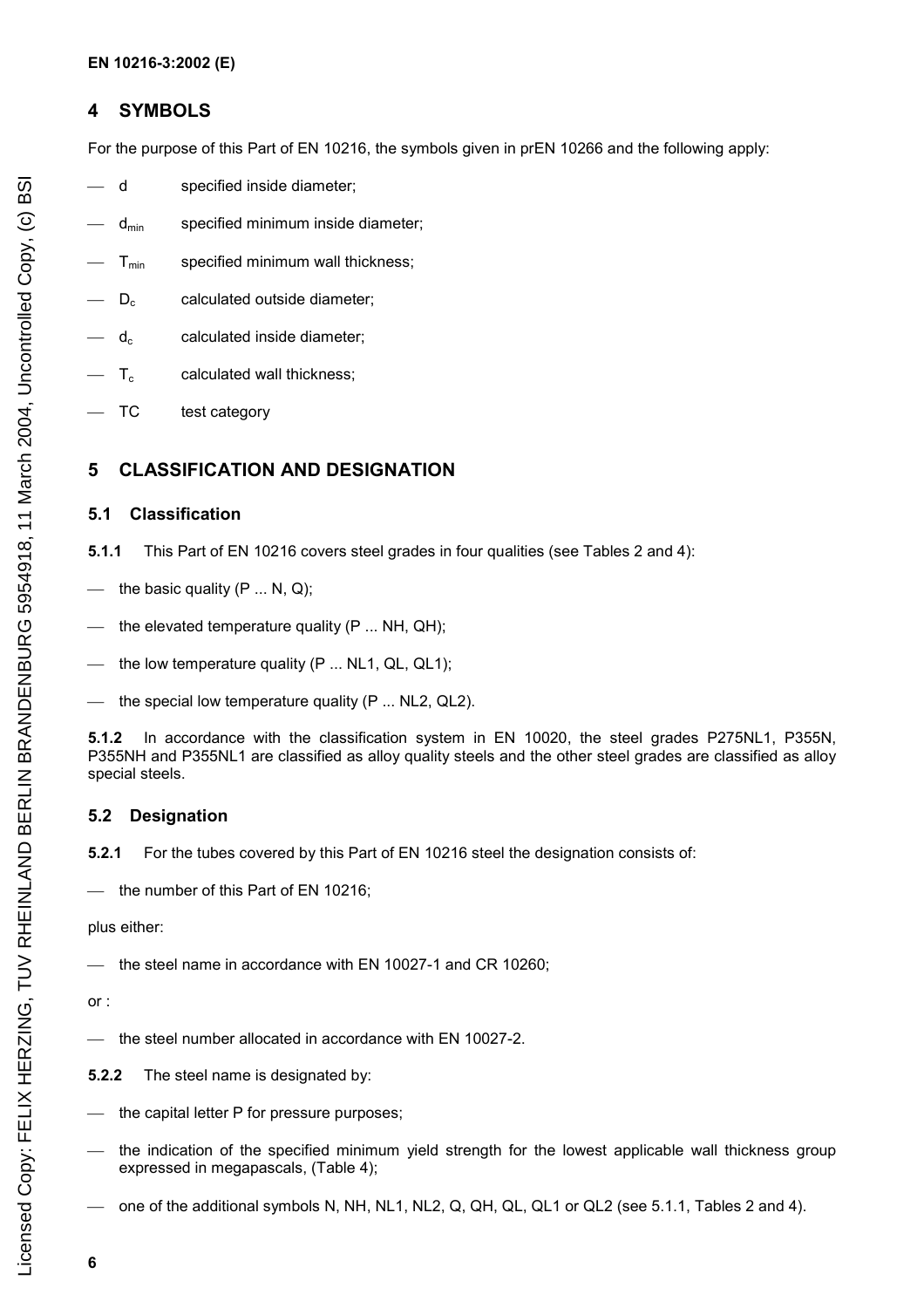## 4 SYMBOLS

For the purpose of this Part of EN 10216, the symbols given in prEN 10266 and the following apply:

- $d$ specified inside diameter;
- $d_{min}$ specified minimum inside diameter;
- $T_{min}$ specified minimum wall thickness;
- $D_c$ calculated outside diameter;
- $d_c$ calculated inside diameter;
- $T_c$ calculated wall thickness;
- TC test category

## 5 CLASSIFICATION AND DESIGNATION

### 5.1 Classification

**5.1.1** This Part of EN 10216 covers steel grades in four qualities (see Tables 2 and 4):

- the basic quality (P ... N, Q);
- the elevated temperature quality (P ... NH, QH);
- the low temperature quality (P ... NL1, QL, QL1);
- the special low temperature quality (P ... NL2, QL2).

**5.1.2** In accordance with the classification system in EN 10020, the steel grades P275NL1, P355N, P355NH and P355NL1 are classified as alloy quality steels and the other steel grades are classified as alloy special steels.

### 5.2 Designation

**5.2.1** For the tubes covered by this Part of EN 10216 steel the designation consists of:

- the number of this Part of EN 10216;

plus either:

- the steel name in accordance with EN 10027-1 and CR 10260;

or :

- the steel number allocated in accordance with EN 10027-2.

**5.2.2** The steel name is designated by:

- the capital letter P for pressure purposes;
- the indication of the specified minimum yield strength for the lowest applicable wall thickness group expressed in megapascals, (Table 4);
- one of the additional symbols N, NH, NL1, NL2, Q, QH, QL, QL1 or QL2 (see 5.1.1, Tables 2 and 4).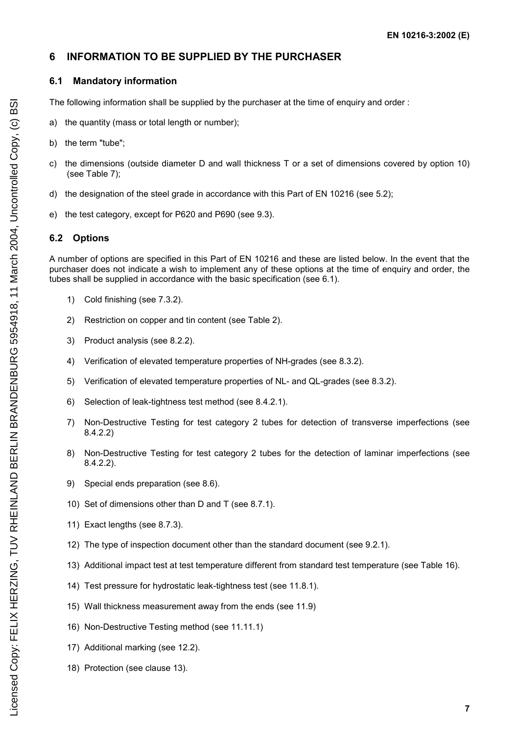## 6 INFORMATION TO BE SUPPLIED BY THE PURCHASER

### 6.1 Mandatory information

The following information shall be supplied by the purchaser at the time of enquiry and order :

a) the quantity (mass or total length or number);

b) the term "tube";

c) the dimensions (outside diameter D and wall thickness T or a set of dimensions covered by option 10) (see Table 7);

d) the designation of the steel grade in accordance with this Part of EN 10216 (see 5.2);

e) the test category, except for P620 and P690 (see 9.3).

### 6.2 Options

A number of options are specified in this Part of EN 10216 and these are listed below. In the event that the purchaser does not indicate a wish to implement any of these options at the time of enquiry and order, the tubes shall be supplied in accordance with the basic specification (see 6.1).

1) Cold finishing (see 7.3.2).
2) Restriction on copper and tin content (see Table 2).
3) Product analysis (see 8.2.2).
4) Verification of elevated temperature properties of NH-grades (see 8.3.2).
5) Verification of elevated temperature properties of NL- and QL-grades (see 8.3.2).
6) Selection of leak-tightness test method (see 8.4.2.1).
7) Non-Destructive Testing for test category 2 tubes for detection of transverse imperfections (see 8.4.2.2)
8) Non-Destructive Testing for test category 2 tubes for the detection of laminar imperfections (see 8.4.2.2).
9) Special ends preparation (see 8.6).
10) Set of dimensions other than D and T (see 8.7.1).
11) Exact lengths (see 8.7.3).
12) The type of inspection document other than the standard document (see 9.2.1).
13) Additional impact test at test temperature different from standard test temperature (see Table 16).
14) Test pressure for hydrostatic leak-tightness test (see 11.8.1).
15) Wall thickness measurement away from the ends (see 11.9)
16) Non-Destructive Testing method (see 11.11.1)
17) Additional marking (see 12.2).
18) Protection (see clause 13).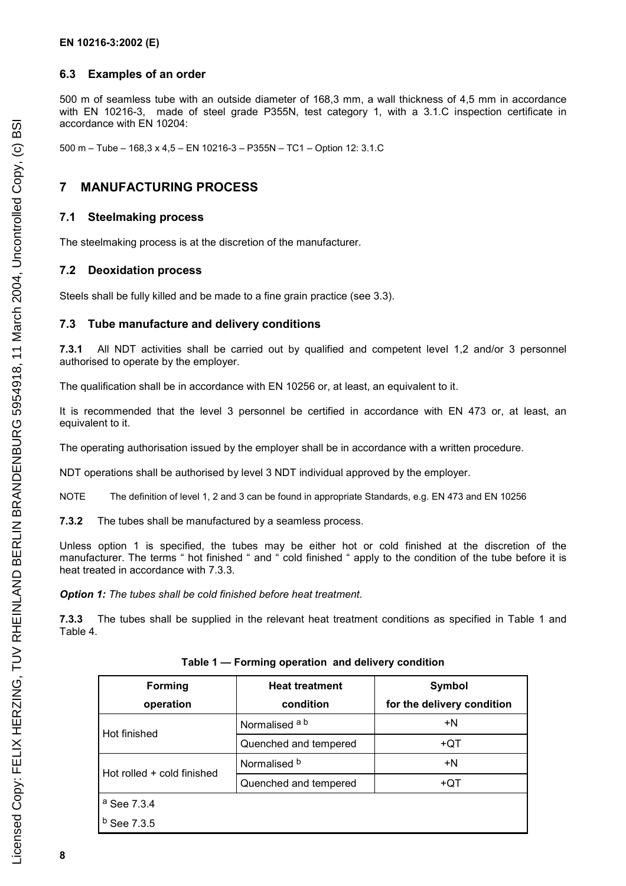### 6.3 Examples of an order

500 m of seamless tube with an outside diameter of 168,3 mm, a wall thickness of 4,5 mm in accordance with EN 10216-3, made of steel grade P355N, test category 1, with a 3.1.C inspection certificate in accordance with EN 10204:

500 m – Tube – 168,3 x 4,5 – EN 10216-3 – P355N – TC1 – Option 12: 3.1.C

## 7 MANUFACTURING PROCESS

### 7.1 Steelmaking process

The steelmaking process is at the discretion of the manufacturer.

### 7.2 Deoxidation process

Steels shall be fully killed and be made to a fine grain practice (see 3.3).

### 7.3 Tube manufacture and delivery conditions

**7.3.1** All NDT activities shall be carried out by qualified and competent level 1,2 and/or 3 personnel authorised to operate by the employer.

The qualification shall be in accordance with EN 10256 or, at least, an equivalent to it.

It is recommended that the level 3 personnel be certified in accordance with EN 473 or, at least, an equivalent to it.

The operating authorisation issued by the employer shall be in accordance with a written procedure.

NDT operations shall be authorised by level 3 NDT individual approved by the employer.

NOTE The definition of level 1, 2 and 3 can be found in appropriate Standards, e.g. EN 473 and EN 10256

**7.3.2** The tubes shall be manufactured by a seamless process.

Unless option 1 is specified, the tubes may be either hot or cold finished at the discretion of the manufacturer. The terms " hot finished " and " cold finished " apply to the condition of the tube before it is heat treated in accordance with 7.3.3.

***Option 1:*** *The tubes shall be cold finished before heat treatment.*

**7.3.3** The tubes shall be supplied in the relevant heat treatment conditions as specified in Table 1 and Table 4.

**Table 1 — Forming operation and delivery condition**

| Forming operation | Heat treatment condition | Symbol for the delivery condition |
|---|---|---|
| Hot finished | Normalised [a] [b] | +N |
| | Quenched and tempered | +QT |
| Hot rolled + cold finished | Normalised [b] | +N |
| | Quenched and tempered | +QT |

[a] See 7.3.4

[b] See 7.3.5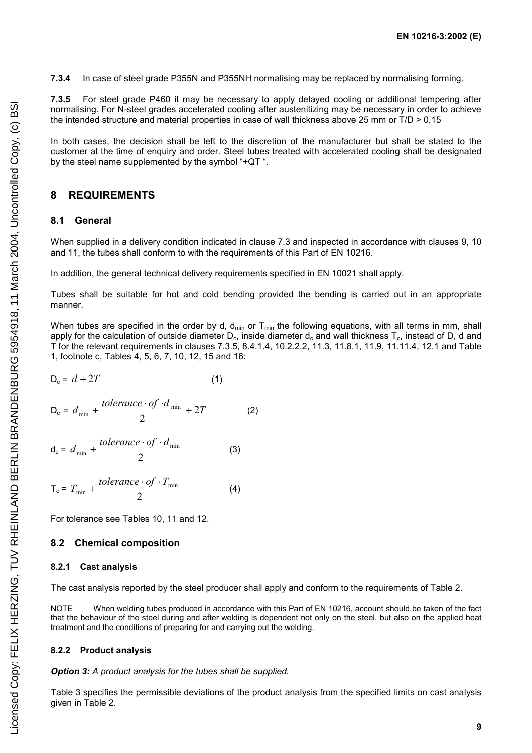**7.3.4** In case of steel grade P355N and P355NH normalising may be replaced by normalising forming.

**7.3.5** For steel grade P460 it may be necessary to apply delayed cooling or additional tempering after normalising. For N-steel grades accelerated cooling after austenitizing may be necessary in order to achieve the intended structure and material properties in case of wall thickness above 25 mm or T/D > 0,15

In both cases, the decision shall be left to the discretion of the manufacturer but shall be stated to the customer at the time of enquiry and order. Steel tubes treated with accelerated cooling shall be designated by the steel name supplemented by the symbol "+QT ".

## 8 REQUIREMENTS

### 8.1 General

When supplied in a delivery condition indicated in clause 7.3 and inspected in accordance with clauses 9, 10 and 11, the tubes shall conform to with the requirements of this Part of EN 10216.

In addition, the general technical delivery requirements specified in EN 10021 shall apply.

Tubes shall be suitable for hot and cold bending provided the bending is carried out in an appropriate manner.

When tubes are specified in the order by d, $d_{min}$ or $T_{min}$ the following equations, with all terms in mm, shall apply for the calculation of outside diameter $D_c$, inside diameter $d_c$ and wall thickness $T_c$, instead of D, d and T for the relevant requirements in clauses 7.3.5, 8.4.1.4, 10.2.2.2, 11.3, 11.8.1, 11.9, 11.11.4, 12.1 and Table 1, footnote c, Tables 4, 5, 6, 7, 10, 12, 15 and 16:

$$D_c = d + 2T \qquad (1)$$

$$D_c = d_{min} + \frac{tolerance \cdot of \cdot d_{min}}{2} + 2T \qquad (2)$$

$$d_c = d_{min} + \frac{tolerance \cdot of \cdot d_{min}}{2} \qquad (3)$$

$$T_c = T_{min} + \frac{tolerance \cdot of \cdot T_{min}}{2} \qquad (4)$$

For tolerance see Tables 10, 11 and 12.

### 8.2 Chemical composition

#### 8.2.1 Cast analysis

The cast analysis reported by the steel producer shall apply and conform to the requirements of Table 2.

NOTE When welding tubes produced in accordance with this Part of EN 10216, account should be taken of the fact that the behaviour of the steel during and after welding is dependent not only on the steel, but also on the applied heat treatment and the conditions of preparing for and carrying out the welding.

#### 8.2.2 Product analysis

***Option 3:*** *A product analysis for the tubes shall be supplied.*

Table 3 specifies the permissible deviations of the product analysis from the specified limits on cast analysis given in Table 2.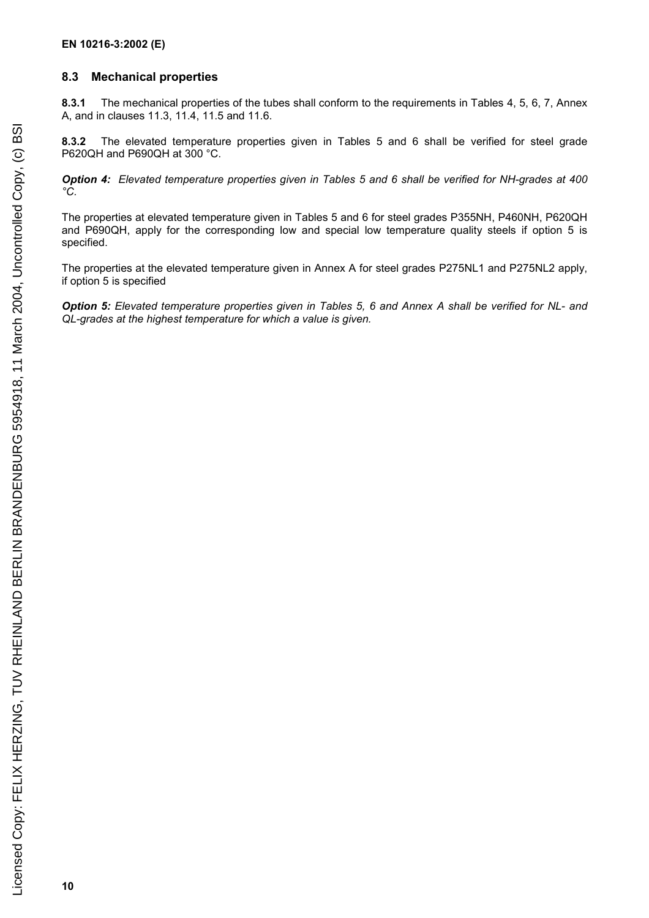## 8.3 Mechanical properties

**8.3.1** The mechanical properties of the tubes shall conform to the requirements in Tables 4, 5, 6, 7, Annex A, and in clauses 11.3, 11.4, 11.5 and 11.6.

**8.3.2** The elevated temperature properties given in Tables 5 and 6 shall be verified for steel grade P620QH and P690QH at 300 °C.

***Option 4:*** *Elevated temperature properties given in Tables 5 and 6 shall be verified for NH-grades at 400 °C.*

The properties at elevated temperature given in Tables 5 and 6 for steel grades P355NH, P460NH, P620QH and P690QH, apply for the corresponding low and special low temperature quality steels if option 5 is specified.

The properties at the elevated temperature given in Annex A for steel grades P275NL1 and P275NL2 apply, if option 5 is specified

***Option 5:*** *Elevated temperature properties given in Tables 5, 6 and Annex A shall be verified for NL- and QL-grades at the highest temperature for which a value is given.*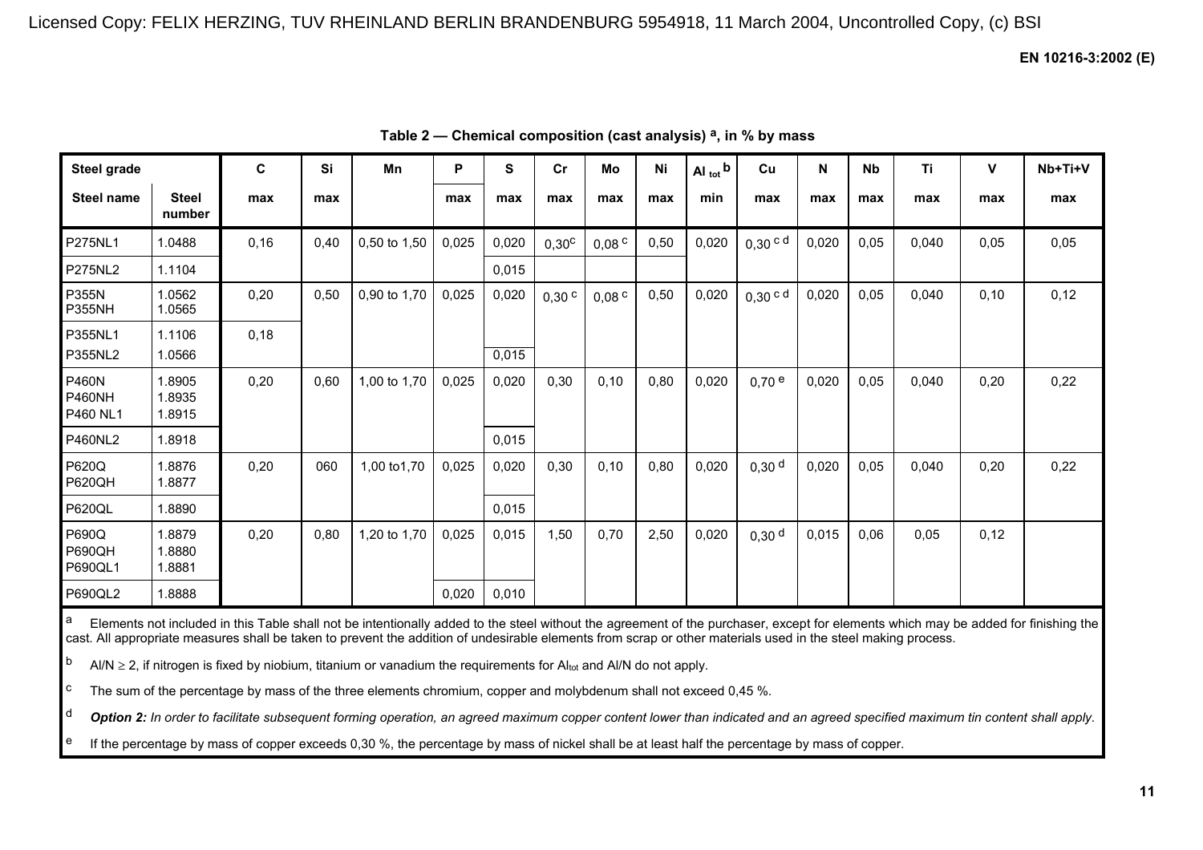**Table 2 — Chemical composition (cast analysis) [a], in % by mass**

| Steel grade | | C | Si | Mn | P | S | Cr | Mo | Ni | Al tot [b] | Cu | N | Nb | Ti | V | Nb+Ti+V |
|---|---|---|---|---|---|---|---|---|---|---|---|---|---|---|---|---|
| Steel name | Steel number | max | max | | max | max | max | max | max | min | max | max | max | max | max | max |
| P275NL1 | 1.0488 | 0,16 | 0,40 | 0,50 to 1,50 | 0,025 | 0,020 | 0,30 [c] | 0,08 [c] | 0,50 | 0,020 | 0,30 [c d] | 0,020 | 0,05 | 0,040 | 0,05 | 0,05 |
| P275NL2 | 1.1104 | | | | | 0,015 | | | | | | | | | | |
| P355N<br>P355NH | 1.0562<br>1.0565 | 0,20 | 0,50 | 0,90 to 1,70 | 0,025 | 0,020 | 0,30 [c] | 0,08 [c] | 0,50 | 0,020 | 0,30 [c d] | 0,020 | 0,05 | 0,040 | 0,10 | 0,12 |
| P355NL1<br>P355NL2 | 1.1106<br>1.0566 | 0,18 | | | | 0,015 | | | | | | | | | | |
| P460N<br>P460NH<br>P460 NL1 | 1.8905<br>1.8935<br>1.8915 | 0,20 | 0,60 | 1,00 to 1,70 | 0,025 | 0,020 | 0,30 | 0,10 | 0,80 | 0,020 | 0,70 [e] | 0,020 | 0,05 | 0,040 | 0,20 | 0,22 |
| P460NL2 | 1.8918 | | | | | 0,015 | | | | | | | | | | |
| P620Q<br>P620QH | 1.8876<br>1.8877 | 0,20 | 060 | 1,00 to1,70 | 0,025 | 0,020 | 0,30 | 0,10 | 0,80 | 0,020 | 0,30 [d] | 0,020 | 0,05 | 0,040 | 0,20 | 0,22 |
| P620QL | 1.8890 | | | | | 0,015 | | | | | | | | | | |
| P690Q<br>P690QH<br>P690QL1 | 1.8879<br>1.8880<br>1.8881 | 0,20 | 0,80 | 1,20 to 1,70 | 0,025 | 0,015 | 1,50 | 0,70 | 2,50 | 0,020 | 0,30 [d] | 0,015 | 0,06 | 0,05 | 0,12 | |
| P690QL2 | 1.8888 | | | | 0,020 | 0,010 | | | | | | | | | | |

[a] Elements not included in this Table shall not be intentionally added to the steel without the agreement of the purchaser, except for elements which may be added for finishing the cast. All appropriate measures shall be taken to prevent the addition of undesirable elements from scrap or other materials used in the steel making process.

[b] $Al/N \geq 2$, if nitrogen is fixed by niobium, titanium or vanadium the requirements for $Al_{tot}$ and Al/N do not apply.

[c] The sum of the percentage by mass of the three elements chromium, copper and molybdenum shall not exceed 0,45 %.

[d] ***Option 2:*** *In order to facilitate subsequent forming operation, an agreed maximum copper content lower than indicated and an agreed specified maximum tin content shall apply.*

[e] If the percentage by mass of copper exceeds 0,30 %, the percentage by mass of nickel shall be at least half the percentage by mass of copper.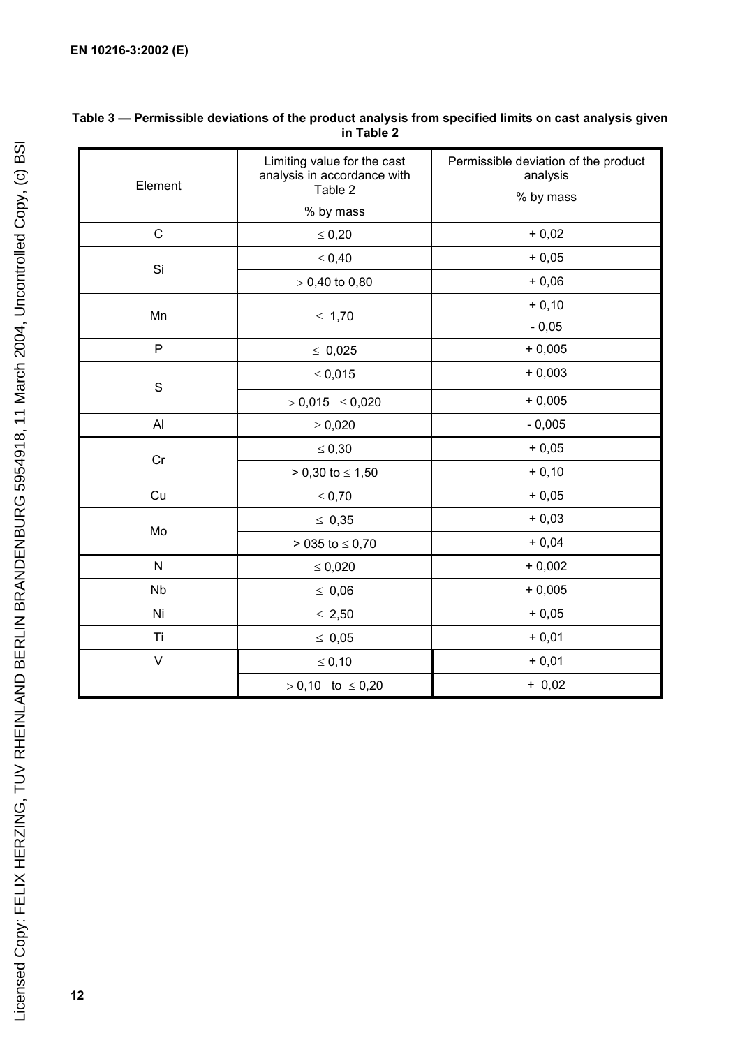**Table 3 — Permissible deviations of the product analysis from specified limits on cast analysis given in Table 2**

| Element | Limiting value for the cast analysis in accordance with Table 2<br>% by mass | Permissible deviation of the product analysis<br>% by mass |
|---|---|---|
| C | ≤ 0,20 | + 0,02 |
| Si | ≤ 0,40 | + 0,05 |
| | > 0,40 to 0,80 | + 0,06 |
| Mn | ≤ 1,70 | + 0,10<br>- 0,05 |
| P | ≤ 0,025 | + 0,005 |
| S | ≤ 0,015 | + 0,003 |
| | > 0,015 ≤ 0,020 | + 0,005 |
| Al | ≥ 0,020 | - 0,005 |
| Cr | ≤ 0,30 | + 0,05 |
| | > 0,30 to ≤ 1,50 | + 0,10 |
| Cu | ≤ 0,70 | + 0,05 |
| Mo | ≤ 0,35 | + 0,03 |
| | > 035 to ≤ 0,70 | + 0,04 |
| N | ≤ 0,020 | + 0,002 |
| Nb | ≤ 0,06 | + 0,005 |
| Ni | ≤ 2,50 | + 0,05 |
| Ti | ≤ 0,05 | + 0,01 |
| V | ≤ 0,10 | + 0,01 |
| | > 0,10 to ≤ 0,20 | + 0,02 |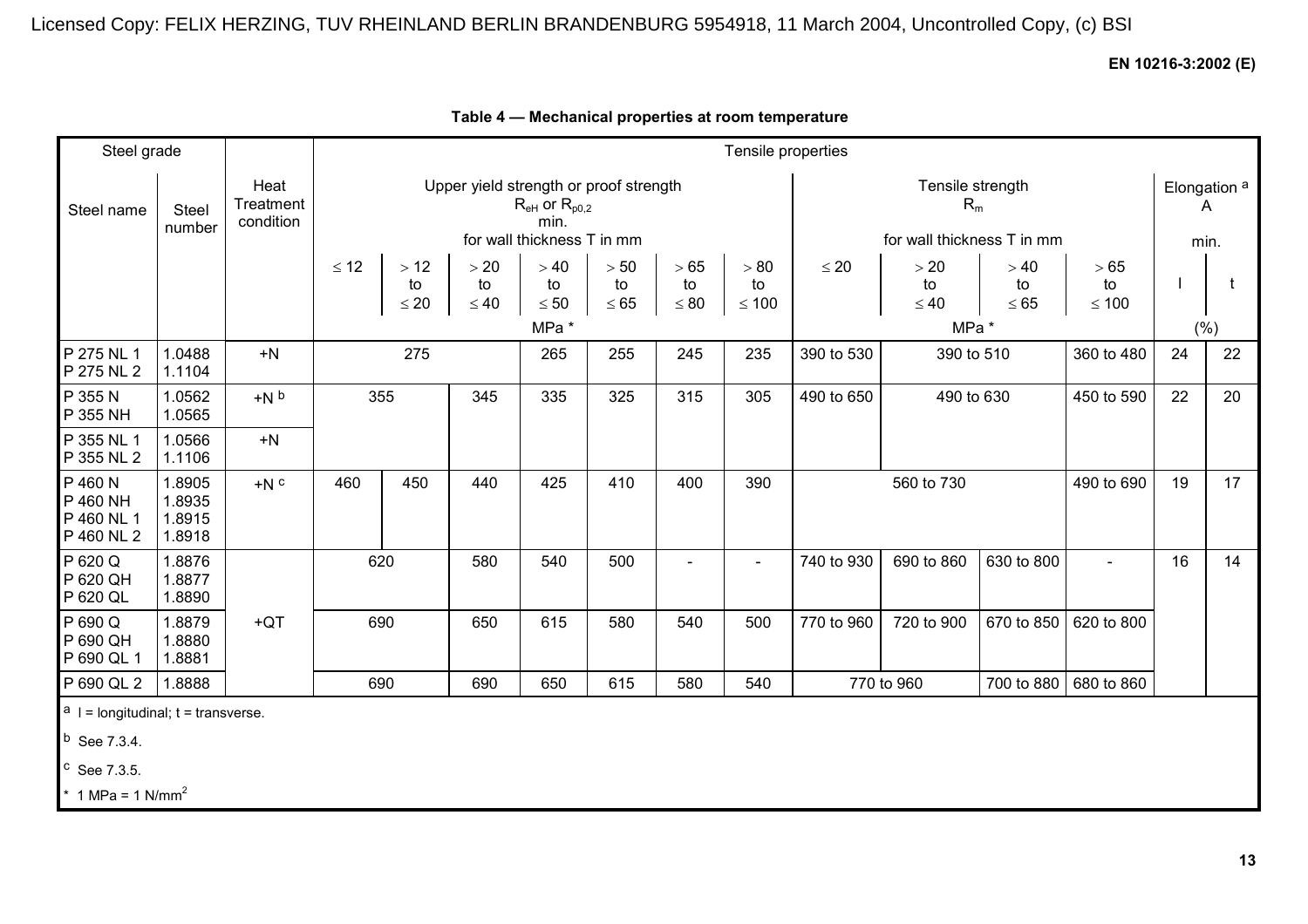**Table 4 — Mechanical properties at room temperature**

| Steel grade | | Heat Treatment condition | Tensile properties | | | | | | | | | | | | |
|---|---|---|---|---|---|---|---|---|---|---|---|---|---|---|---|
| | | | Upper yield strength or proof strength $R_{eH}$ or $R_{p0,2}$ min. for wall thickness T in mm | | | | | | | Tensile strength $R_m$ for wall thickness T in mm | | | | Elongation [a] A min. | |
| Steel name | Steel number | | ≤ 12 | > 12 to ≤ 20 | > 20 to ≤ 40 | > 40 to ≤ 50 | > 50 to ≤ 65 | > 65 to ≤ 80 | > 80 to ≤ 100 | ≤ 20 | > 20 to ≤ 40 | > 40 to ≤ 65 | > 65 to ≤ 100 | l | t |
| | | | MPa * | | | | | | | MPa * | | | | (%) | |
| P 275 NL 1<br>P 275 NL 2 | 1.0488<br>1.1104 | +N | 275 | | | 265 | 255 | 245 | 235 | 390 to 530 | 390 to 510 | | 360 to 480 | 24 | 22 |
| P 355 N<br>P 355 NH | 1.0562<br>1.0565 | +N [b] | 355 | | 345 | 335 | 325 | 315 | 305 | 490 to 650 | 490 to 630 | | 450 to 590 | 22 | 20 |
| P 355 NL 1<br>P 355 NL 2 | 1.0566<br>1.1106 | +N | | | | | | | | | | | | | |
| P 460 N<br>P 460 NH<br>P 460 NL 1<br>P 460 NL 2 | 1.8905<br>1.8935<br>1.8915<br>1.8918 | +N [c] | 460 | 450 | 440 | 425 | 410 | 400 | 390 | 560 to 730 | | | 490 to 690 | 19 | 17 |
| P 620 Q<br>P 620 QH<br>P 620 QL | 1.8876<br>1.8877<br>1.8890 | +QT | 620 | | 580 | 540 | 500 | - | - | 740 to 930 | 690 to 860 | 630 to 800 | - | 16 | 14 |
| P 690 Q<br>P 690 QH<br>P 690 QL 1 | 1.8879<br>1.8880<br>1.8881 | | 690 | | 650 | 615 | 580 | 540 | 500 | 770 to 960 | 720 to 900 | 670 to 850 | 620 to 800 | | |
| P 690 QL 2 | 1.8888 | | 690 | | 690 | 650 | 615 | 580 | 540 | 770 to 960 | | 700 to 880 | 680 to 860 | | |

[a] l = longitudinal; t = transverse.

[b] See 7.3.4.

[c] See 7.3.5.

\* 1 MPa = 1 N/mm$^2$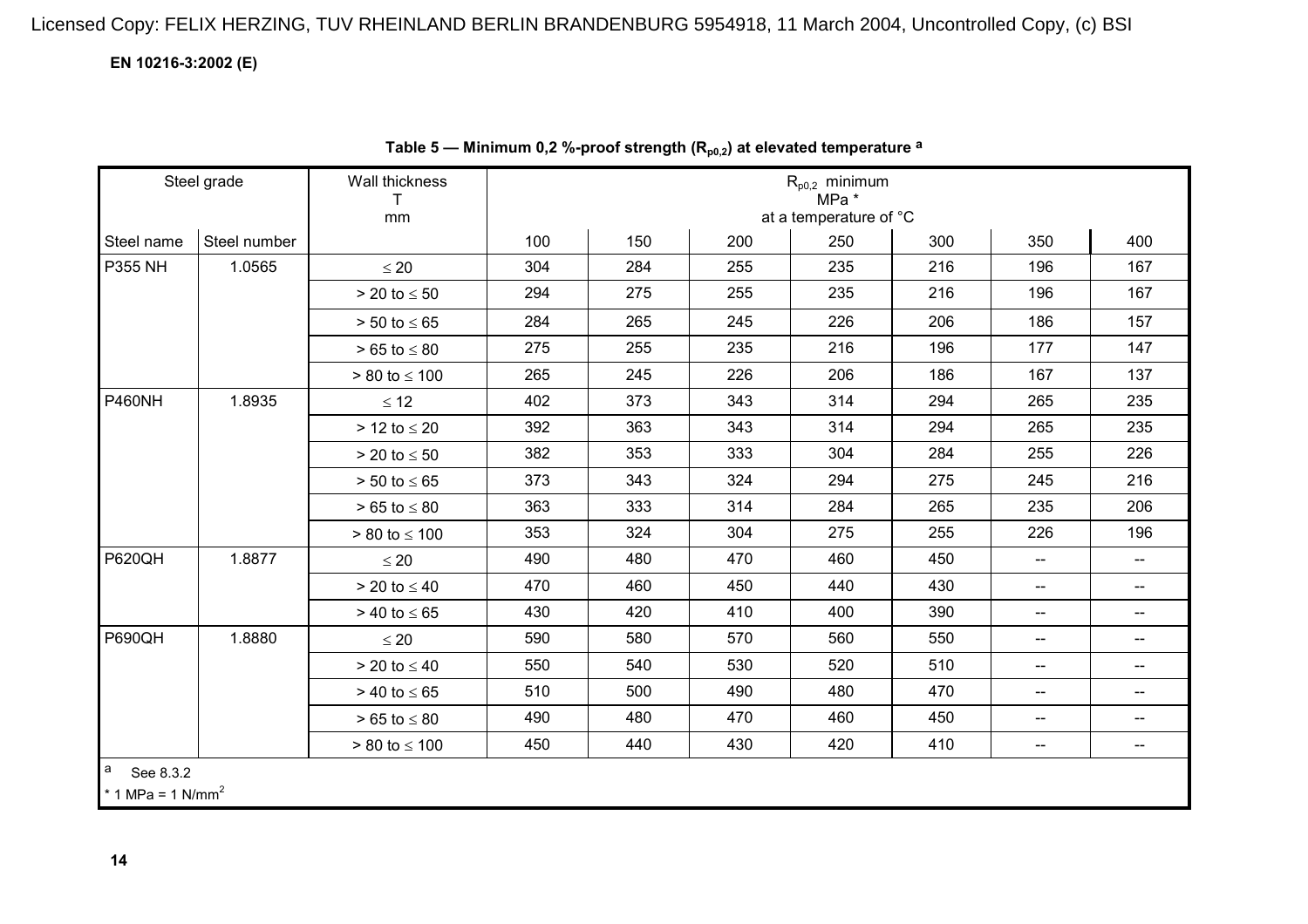**Table 5 — Minimum 0,2 %-proof strength ($R_{p0,2}$) at elevated temperature [a]**

| Steel grade | | Wall thickness T mm | $R_{p0,2}$ minimum MPa * at a temperature of °C | | | | | | |
|---|---|---|---|---|---|---|---|---|---|
| Steel name | Steel number | | 100 | 150 | 200 | 250 | 300 | 350 | 400 |
| P355 NH | 1.0565 | ≤ 20 | 304 | 284 | 255 | 235 | 216 | 196 | 167 |
| | | > 20 to ≤ 50 | 294 | 275 | 255 | 235 | 216 | 196 | 167 |
| | | > 50 to ≤ 65 | 284 | 265 | 245 | 226 | 206 | 186 | 157 |
| | | > 65 to ≤ 80 | 275 | 255 | 235 | 216 | 196 | 177 | 147 |
| | | > 80 to ≤ 100 | 265 | 245 | 226 | 206 | 186 | 167 | 137 |
| P460NH | 1.8935 | ≤ 12 | 402 | 373 | 343 | 314 | 294 | 265 | 235 |
| | | > 12 to ≤ 20 | 392 | 363 | 343 | 314 | 294 | 265 | 235 |
| | | > 20 to ≤ 50 | 382 | 353 | 333 | 304 | 284 | 255 | 226 |
| | | > 50 to ≤ 65 | 373 | 343 | 324 | 294 | 275 | 245 | 216 |
| | | > 65 to ≤ 80 | 363 | 333 | 314 | 284 | 265 | 235 | 206 |
| | | > 80 to ≤ 100 | 353 | 324 | 304 | 275 | 255 | 226 | 196 |
| P620QH | 1.8877 | ≤ 20 | 490 | 480 | 470 | 460 | 450 | -- | -- |
| | | > 20 to ≤ 40 | 470 | 460 | 450 | 440 | 430 | -- | -- |
| | | > 40 to ≤ 65 | 430 | 420 | 410 | 400 | 390 | -- | -- |
| P690QH | 1.8880 | ≤ 20 | 590 | 580 | 570 | 560 | 550 | -- | -- |
| | | > 20 to ≤ 40 | 550 | 540 | 530 | 520 | 510 | -- | -- |
| | | > 40 to ≤ 65 | 510 | 500 | 490 | 480 | 470 | -- | -- |
| | | > 65 to ≤ 80 | 490 | 480 | 470 | 460 | 450 | -- | -- |
| | | > 80 to ≤ 100 | 450 | 440 | 430 | 420 | 410 | -- | -- |

[a] See 8.3.2

* 1 MPa = 1 $N/mm^2$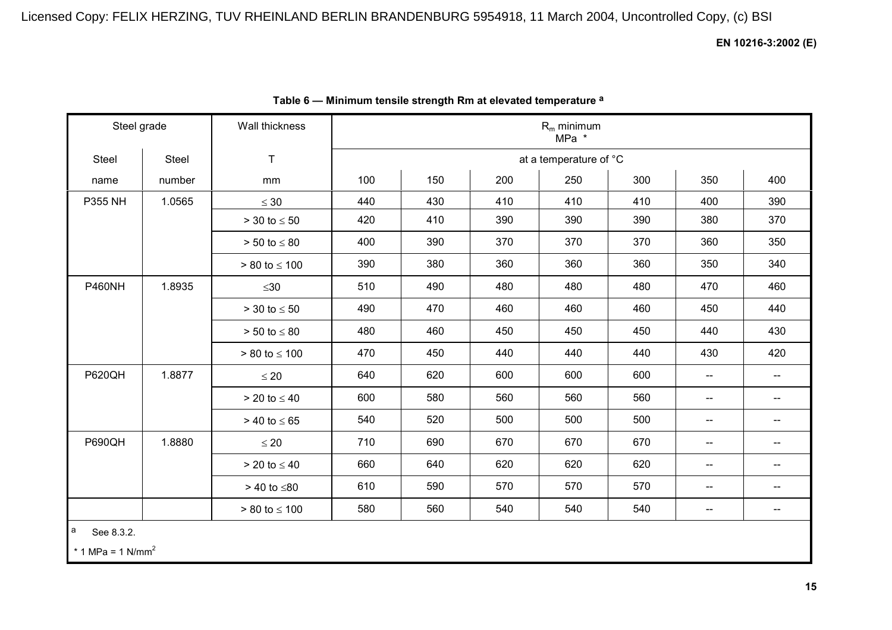**Table 6 — Minimum tensile strength Rm at elevated temperature [a]**

| Steel grade | | Wall thickness | $R_m$ minimum MPa * | | | | | | |
|---|---|---|---|---|---|---|---|---|---|
| Steel | Steel | T | at a temperature of °C | | | | | | |
| name | number | mm | 100 | 150 | 200 | 250 | 300 | 350 | 400 |
| P355 NH | 1.0565 | ≤ 30 | 440 | 430 | 410 | 410 | 410 | 400 | 390 |
| | | > 30 to ≤ 50 | 420 | 410 | 390 | 390 | 390 | 380 | 370 |
| | | > 50 to ≤ 80 | 400 | 390 | 370 | 370 | 370 | 360 | 350 |
| | | > 80 to ≤ 100 | 390 | 380 | 360 | 360 | 360 | 350 | 340 |
| P460NH | 1.8935 | ≤30 | 510 | 490 | 480 | 480 | 480 | 470 | 460 |
| | | > 30 to ≤ 50 | 490 | 470 | 460 | 460 | 460 | 450 | 440 |
| | | > 50 to ≤ 80 | 480 | 460 | 450 | 450 | 450 | 440 | 430 |
| | | > 80 to ≤ 100 | 470 | 450 | 440 | 440 | 440 | 430 | 420 |
| P620QH | 1.8877 | ≤ 20 | 640 | 620 | 600 | 600 | 600 | -- | -- |
| | | > 20 to ≤ 40 | 600 | 580 | 560 | 560 | 560 | -- | -- |
| | | > 40 to ≤ 65 | 540 | 520 | 500 | 500 | 500 | -- | -- |
| P690QH | 1.8880 | ≤ 20 | 710 | 690 | 670 | 670 | 670 | -- | -- |
| | | > 20 to ≤ 40 | 660 | 640 | 620 | 620 | 620 | -- | -- |
| | | > 40 to ≤80 | 610 | 590 | 570 | 570 | 570 | -- | -- |
| | | > 80 to ≤ 100 | 580 | 560 | 540 | 540 | 540 | -- | -- |

[a] See 8.3.2.

\* 1 MPa = 1 $N/mm^2$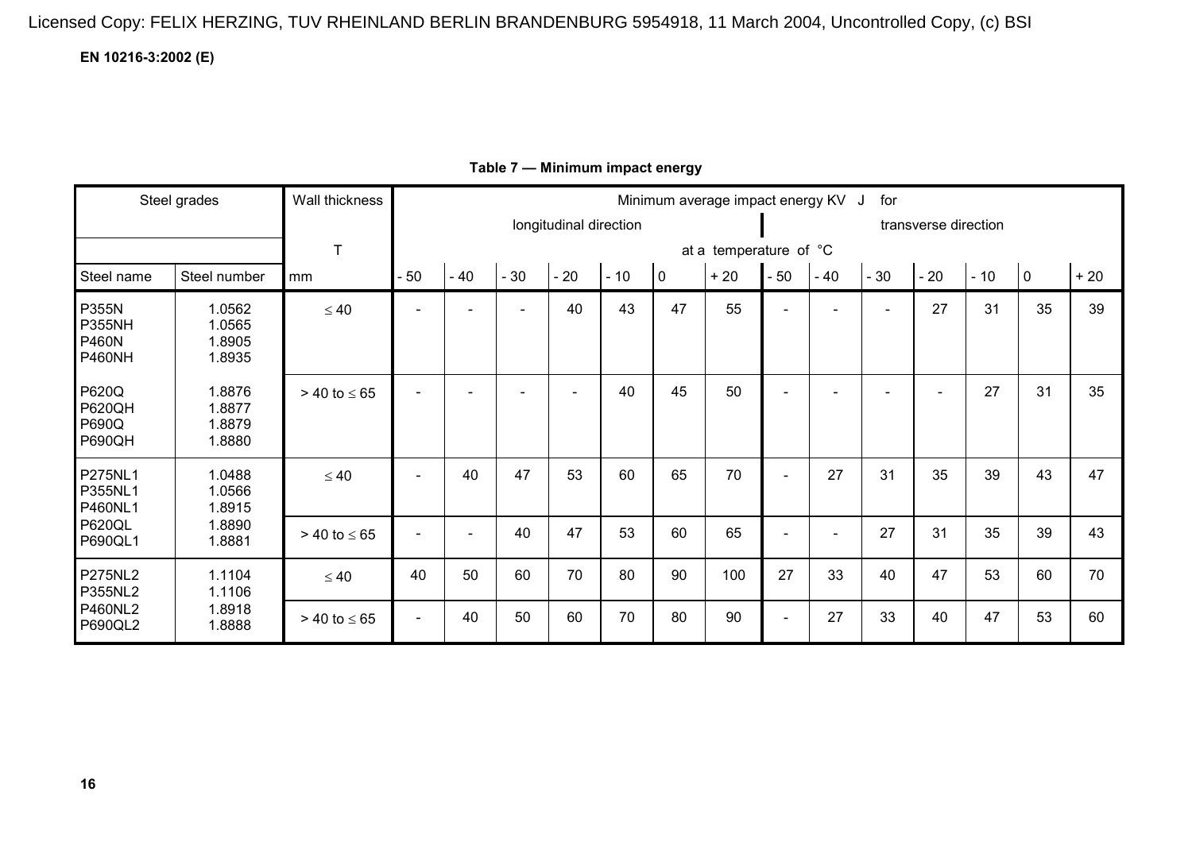**Table 7 — Minimum impact energy**

| Steel grades | | Wall thickness | Minimum average impact energy KV J for | | | | | | | | | | | | | |
|---|---|---|---|---|---|---|---|---|---|---|---|---|---|---|---|---|
| | | | longitudinal direction | | | | | | | transverse direction | | | | | | |
| | | T | at a temperature of °C | | | | | | | | | | | | | |
| Steel name | Steel number | mm | - 50 | - 40 | - 30 | - 20 | - 10 | 0 | + 20 | - 50 | - 40 | - 30 | - 20 | - 10 | 0 | + 20 |
| P355N<br>P355NH<br>P460N<br>P460NH | 1.0562<br>1.0565<br>1.8905<br>1.8935 | ≤ 40 | - | - | - | 40 | 43 | 47 | 55 | - | - | - | 27 | 31 | 35 | 39 |
| P620Q<br>P620QH<br>P690Q<br>P690QH | 1.8876<br>1.8877<br>1.8879<br>1.8880 | > 40 to ≤ 65 | - | - | - | - | 40 | 45 | 50 | - | - | - | - | 27 | 31 | 35 |
| P275NL1<br>P355NL1<br>P460NL1<br>P620QL<br>P690QL1 | 1.0488<br>1.0566<br>1.8915<br>1.8890<br>1.8881 | ≤ 40 | - | 40 | 47 | 53 | 60 | 65 | 70 | - | 27 | 31 | 35 | 39 | 43 | 47 |
| | | > 40 to ≤ 65 | - | - | 40 | 47 | 53 | 60 | 65 | - | - | 27 | 31 | 35 | 39 | 43 |
| P275NL2<br>P355NL2<br>P460NL2<br>P690QL2 | 1.1104<br>1.1106<br>1.8918<br>1.8888 | ≤ 40 | 40 | 50 | 60 | 70 | 80 | 90 | 100 | 27 | 33 | 40 | 47 | 53 | 60 | 70 |
| | | > 40 to ≤ 65 | - | 40 | 50 | 60 | 70 | 80 | 90 | - | 27 | 33 | 40 | 47 | 53 | 60 |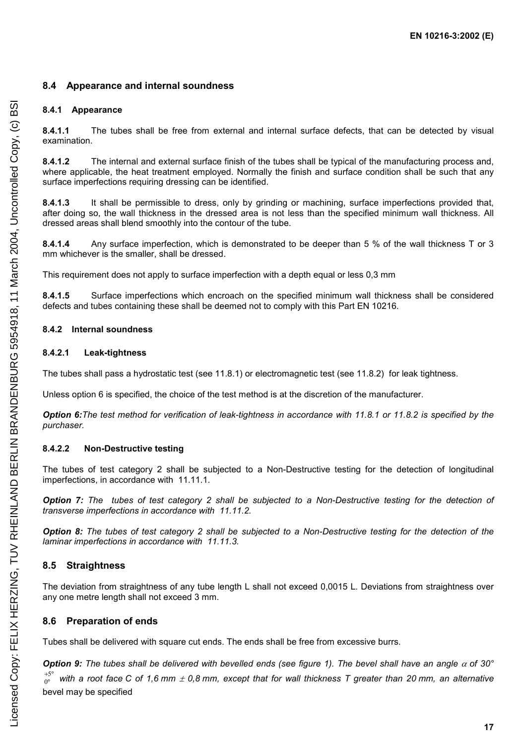## 8.4 Appearance and internal soundness

### 8.4.1 Appearance

**8.4.1.1** The tubes shall be free from external and internal surface defects, that can be detected by visual examination.

**8.4.1.2** The internal and external surface finish of the tubes shall be typical of the manufacturing process and, where applicable, the heat treatment employed. Normally the finish and surface condition shall be such that any surface imperfections requiring dressing can be identified.

**8.4.1.3** It shall be permissible to dress, only by grinding or machining, surface imperfections provided that, after doing so, the wall thickness in the dressed area is not less than the specified minimum wall thickness. All dressed areas shall blend smoothly into the contour of the tube.

**8.4.1.4** Any surface imperfection, which is demonstrated to be deeper than 5 % of the wall thickness T or 3 mm whichever is the smaller, shall be dressed.

This requirement does not apply to surface imperfection with a depth equal or less 0,3 mm

**8.4.1.5** Surface imperfections which encroach on the specified minimum wall thickness shall be considered defects and tubes containing these shall be deemed not to comply with this Part EN 10216.

### 8.4.2 Internal soundness

#### 8.4.2.1 Leak-tightness

The tubes shall pass a hydrostatic test (see 11.8.1) or electromagnetic test (see 11.8.2) for leak tightness.

Unless option 6 is specified, the choice of the test method is at the discretion of the manufacturer.

***Option 6:*** *The test method for verification of leak-tightness in accordance with 11.8.1 or 11.8.2 is specified by the purchaser.*

#### 8.4.2.2 Non-Destructive testing

The tubes of test category 2 shall be subjected to a Non-Destructive testing for the detection of longitudinal imperfections, in accordance with 11.11.1.

***Option 7:*** *The tubes of test category 2 shall be subjected to a Non-Destructive testing for the detection of transverse imperfections in accordance with 11.11.2.*

***Option 8:*** *The tubes of test category 2 shall be subjected to a Non-Destructive testing for the detection of the laminar imperfections in accordance with 11.11.3.*

## 8.5 Straightness

The deviation from straightness of any tube length L shall not exceed 0,0015 L. Deviations from straightness over any one metre length shall not exceed 3 mm.

## 8.6 Preparation of ends

Tubes shall be delivered with square cut ends. The ends shall be free from excessive burrs.

***Option 9:*** *The tubes shall be delivered with bevelled ends (see figure 1). The bevel shall have an angle $\alpha$ of 30° $^{+5°}_{0°}$ with a root face C of 1,6 mm $\pm$ 0,8 mm, except that for wall thickness T greater than 20 mm, an alternative* bevel may be specified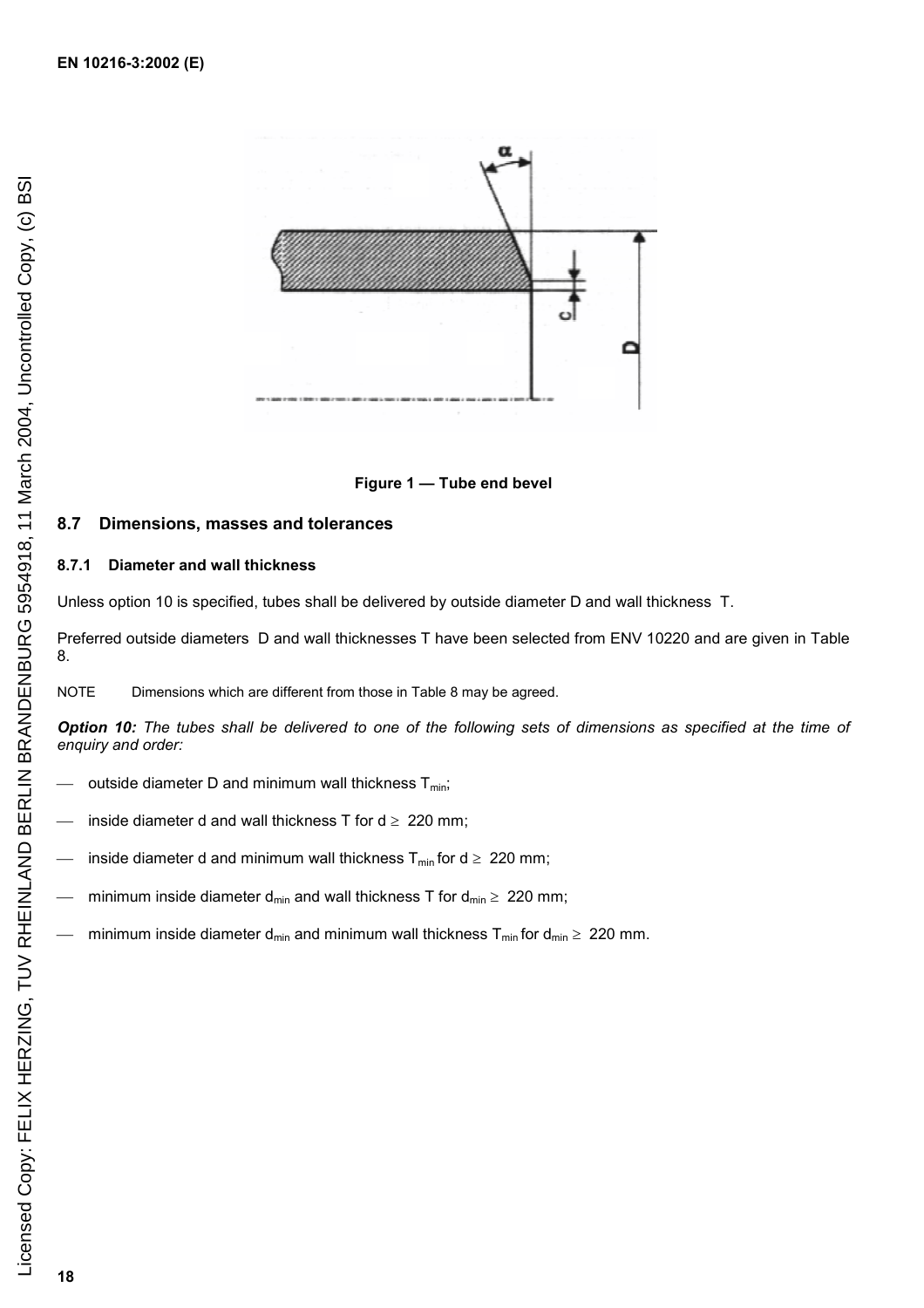Figure 1 — Tube end bevel

### 8.7 Dimensions, masses and tolerances

#### 8.7.1 Diameter and wall thickness

Unless option 10 is specified, tubes shall be delivered by outside diameter D and wall thickness T.

Preferred outside diameters D and wall thicknesses T have been selected from ENV 10220 and are given in Table 8.

NOTE Dimensions which are different from those in Table 8 may be agreed.

***Option 10:*** *The tubes shall be delivered to one of the following sets of dimensions as specified at the time of enquiry and order:*

- outside diameter D and minimum wall thickness $T_{min}$;
- inside diameter d and wall thickness T for $d \geq 220$ mm;
- inside diameter d and minimum wall thickness $T_{min}$ for $d \geq 220$ mm;
- minimum inside diameter $d_{min}$ and wall thickness T for $d_{min} \geq 220$ mm;
- minimum inside diameter $d_{min}$ and minimum wall thickness $T_{min}$ for $d_{min} \geq 220$ mm.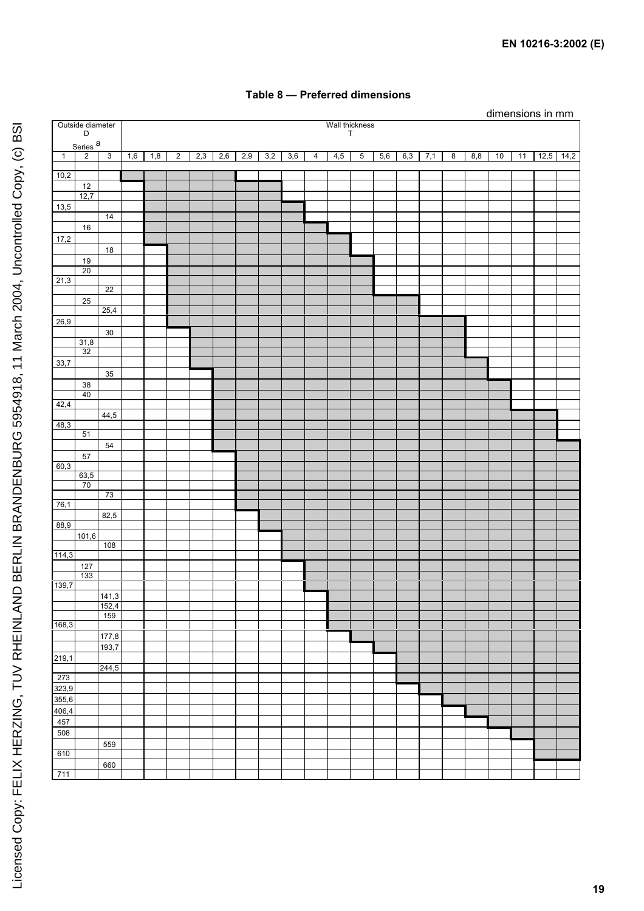## Table 8 — Preferred dimensions

dimensions in mm

In the source table, the preferred dimensions are shown as shaded cells. Here they are marked with x.

| Outside diameter D | | | Wall thickness T | | | | | | | | | | | | | | | | | | | |
|---|---|---|---|---|---|---|---|---|---|---|---|---|---|---|---|---|---|---|---|---|---|---|
| Series [a] | | | | | | | | | | | | | | | | | | | | | | |
| 1 | 2 | 3 | 1,6 | 1,8 | 2 | 2,3 | 2,6 | 2,9 | 3,2 | 3,6 | 4 | 4,5 | 5 | 5,6 | 6,3 | 7,1 | 8 | 8,8 | 10 | 11 | 12,5 | 14,2 |
| 10,2 | | | x | x | x | x | x | | | | | | | | | | | | | | | |
| | 12 | | | x | x | x | x | x | x | | | | | | | | | | | | | |
| | 12,7 | | | x | x | x | x | x | x | | | | | | | | | | | | | |
| 13,5 | | | | x | x | x | x | x | x | x | | | | | | | | | | | | |
| | | 14 | | x | x | x | x | x | x | x | | | | | | | | | | | | |
| | 16 | | | x | x | x | x | x | x | x | x | | | | | | | | | | | |
| 17,2 | | | | x | x | x | x | x | x | x | x | x | | | | | | | | | | |
| | | 18 | | | x | x | x | x | x | x | x | x | | | | | | | | | | |
| | 19 | | | | x | x | x | x | x | x | x | x | x | | | | | | | | | |
| | 20 | | | | x | x | x | x | x | x | x | x | x | | | | | | | | | |
| 21,3 | | | | | x | x | x | x | x | x | x | x | x | | | | | | | | | |
| | | 22 | | | x | x | x | x | x | x | x | x | x | | | | | | | | | |
| | 25 | | | | x | x | x | x | x | x | x | x | x | x | x | | | | | | | |
| | | 25,4 | | | x | x | x | x | x | x | x | x | x | x | x | | | | | | | |
| 26,9 | | | | | x | x | x | x | x | x | x | x | x | x | x | x | x | | | | | |
| | | 30 | | | | x | x | x | x | x | x | x | x | x | x | x | x | | | | | |
| | 31,8 | | | | | x | x | x | x | x | x | x | x | x | x | x | x | | | | | |
| | 32 | | | | | x | x | x | x | x | x | x | x | x | x | x | x | | | | | |
| 33,7 | | | | | | x | x | x | x | x | x | x | x | x | x | x | x | x | | | | |
| | | 35 | | | | | x | x | x | x | x | x | x | x | x | x | x | x | | | | |
| | 38 | | | | | | x | x | x | x | x | x | x | x | x | x | x | x | x | | | |
| | 40 | | | | | | x | x | x | x | x | x | x | x | x | x | x | x | x | | | |
| 42,4 | | | | | | | x | x | x | x | x | x | x | x | x | x | x | x | x | | | |
| | | 44,5 | | | | | x | x | x | x | x | x | x | x | x | x | x | x | x | x | x | |
| 48,3 | | | | | | | x | x | x | x | x | x | x | x | x | x | x | x | x | x | x | |
| | 51 | | | | | | x | x | x | x | x | x | x | x | x | x | x | x | x | x | x | |
| | | 54 | | | | | x | x | x | x | x | x | x | x | x | x | x | x | x | x | x | x |
| | 57 | | | | | | | x | x | x | x | x | x | x | x | x | x | x | x | x | x | x |
| 60,3 | | | | | | | | x | x | x | x | x | x | x | x | x | x | x | x | x | x | x |
| | 63,5 | | | | | | | x | x | x | x | x | x | x | x | x | x | x | x | x | x | x |
| | 70 | | | | | | | x | x | x | x | x | x | x | x | x | x | x | x | x | x | x |
| | | 73 | | | | | | x | x | x | x | x | x | x | x | x | x | x | x | x | x | x |
| 76,1 | | | | | | | | x | x | x | x | x | x | x | x | x | x | x | x | x | x | x |
| | | 82,5 | | | | | | | x | x | x | x | x | x | x | x | x | x | x | x | x | x |
| 88,9 | | | | | | | | | x | x | x | x | x | x | x | x | x | x | x | x | x | x |
| | 101,6 | | | | | | | | | x | x | x | x | x | x | x | x | x | x | x | x | x |
| | | 108 | | | | | | | | x | x | x | x | x | x | x | x | x | x | x | x | x |
| 114,3 | | | | | | | | | | x | x | x | x | x | x | x | x | x | x | x | x | x |
| | 127 | | | | | | | | | | x | x | x | x | x | x | x | x | x | x | x | x |
| | 133 | | | | | | | | | | x | x | x | x | x | x | x | x | x | x | x | x |
| 139,7 | | | | | | | | | | | x | x | x | x | x | x | x | x | x | x | x | x |
| | | 141,3 | | | | | | | | | | x | x | x | x | x | x | x | x | x | x | x |
| | | 152,4 | | | | | | | | | | x | x | x | x | x | x | x | x | x | x | x |
| | | 159 | | | | | | | | | | x | x | x | x | x | x | x | x | x | x | x |
| 168,3 | | | | | | | | | | | | x | x | x | x | x | x | x | x | x | x | x |
| | | 177,8 | | | | | | | | | | | x | x | x | x | x | x | x | x | x | x |
| | | 193,7 | | | | | | | | | | | | x | x | x | x | x | x | x | x | x |
| 219,1 | | | | | | | | | | | | | | | x | x | x | x | x | x | x | x |
| | | 244,5 | | | | | | | | | | | | | x | x | x | x | x | x | x | x |
| 273 | | | | | | | | | | | | | | | x | x | x | x | x | x | x | x |
| 323,9 | | | | | | | | | | | | | | | | x | x | x | x | x | x | x |
| 355,6 | | | | | | | | | | | | | | | | | x | x | x | x | x | x |
| 406,4 | | | | | | | | | | | | | | | | | | x | x | x | x | x |
| 457 | | | | | | | | | | | | | | | | | | | x | x | x | x |
| 508 | | | | | | | | | | | | | | | | | | | | x | x | x |
| | | 559 | | | | | | | | | | | | | | | | | | | x | x |
| 610 | | | | | | | | | | | | | | | | | | | | | x | x |
| | | 660 | | | | | | | | | | | | | | | | | | | | |
| 711 | | | | | | | | | | | | | | | | | | | | | | |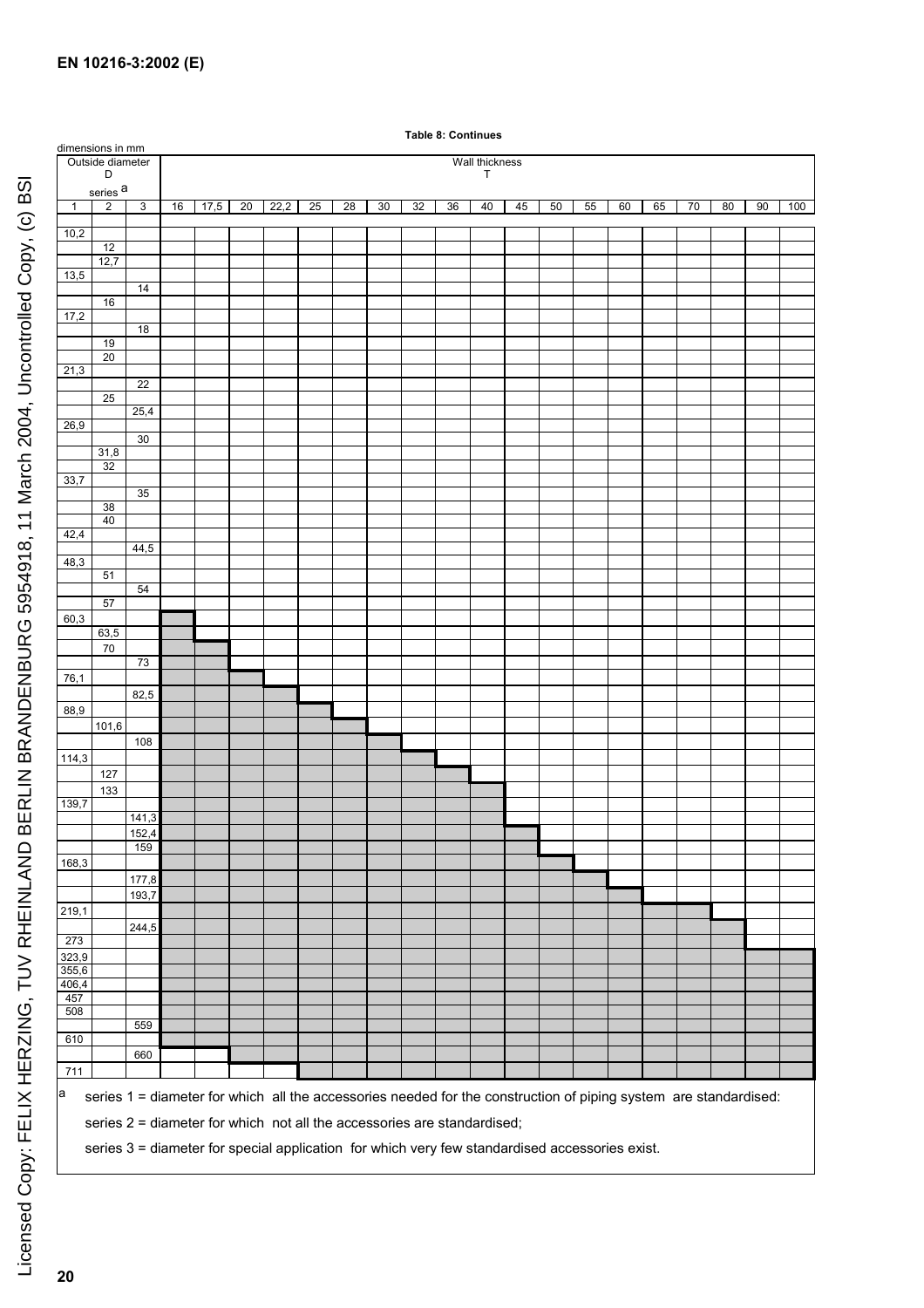**Table 8: Continues**

dimensions in mm

| Outside diameter D series [a] | | | Wall thickness T | | | | | | | | | | | | | | | | | | |
|---|---|---|---|---|---|---|---|---|---|---|---|---|---|---|---|---|---|---|---|---|---|
| 1 | 2 | 3 | 16 | 17,5 | 20 | 22,2 | 25 | 28 | 30 | 32 | 36 | 40 | 45 | 50 | 55 | 60 | 65 | 70 | 80 | 90 | 100 |
| 10,2 | | | | | | | | | | | | | | | | | | | | | |
| | 12 | | | | | | | | | | | | | | | | | | | | |
| | 12,7 | | | | | | | | | | | | | | | | | | | | |
| 13,5 | | | | | | | | | | | | | | | | | | | | | |
| | | 14 | | | | | | | | | | | | | | | | | | | |
| | 16 | | | | | | | | | | | | | | | | | | | | |
| 17,2 | | | | | | | | | | | | | | | | | | | | | |
| | | 18 | | | | | | | | | | | | | | | | | | | |
| | 19 | | | | | | | | | | | | | | | | | | | | |
| | 20 | | | | | | | | | | | | | | | | | | | | |
| 21,3 | | | | | | | | | | | | | | | | | | | | | |
| | | 22 | | | | | | | | | | | | | | | | | | | |
| | 25 | | | | | | | | | | | | | | | | | | | | |
| | | 25,4 | | | | | | | | | | | | | | | | | | | |
| 26,9 | | | | | | | | | | | | | | | | | | | | | |
| | | 30 | | | | | | | | | | | | | | | | | | | |
| | 31,8 | | | | | | | | | | | | | | | | | | | | |
| | 32 | | | | | | | | | | | | | | | | | | | | |
| 33,7 | | | | | | | | | | | | | | | | | | | | | |
| | | 35 | | | | | | | | | | | | | | | | | | | |
| | 38 | | | | | | | | | | | | | | | | | | | | |
| | 40 | | | | | | | | | | | | | | | | | | | | |
| 42,4 | | | | | | | | | | | | | | | | | | | | | |
| | | 44,5 | | | | | | | | | | | | | | | | | | | |
| 48,3 | | | | | | | | | | | | | | | | | | | | | |
| | 51 | | | | | | | | | | | | | | | | | | | | |
| | | 54 | | | | | | | | | | | | | | | | | | | |
| | 57 | | | | | | | | | | | | | | | | | | | | |
| 60,3 | | | ■ | | | | | | | | | | | | | | | | | | |
| | 63,5 | | ■ | | | | | | | | | | | | | | | | | | |
| | 70 | | ■ | ■ | | | | | | | | | | | | | | | | | |
| | | 73 | ■ | ■ | | | | | | | | | | | | | | | | | |
| 76,1 | | | ■ | ■ | ■ | | | | | | | | | | | | | | | | |
| | | 82,5 | ■ | ■ | ■ | ■ | | | | | | | | | | | | | | | |
| 88,9 | | | ■ | ■ | ■ | ■ | ■ | | | | | | | | | | | | | | |
| | 101,6 | | ■ | ■ | ■ | ■ | ■ | ■ | | | | | | | | | | | | | |
| | | 108 | ■ | ■ | ■ | ■ | ■ | ■ | ■ | | | | | | | | | | | | |
| 114,3 | | | ■ | ■ | ■ | ■ | ■ | ■ | ■ | ■ | | | | | | | | | | | |
| | 127 | | ■ | ■ | ■ | ■ | ■ | ■ | ■ | ■ | ■ | | | | | | | | | | |
| | 133 | | ■ | ■ | ■ | ■ | ■ | ■ | ■ | ■ | ■ | ■ | | | | | | | | | |
| 139,7 | | | ■ | ■ | ■ | ■ | ■ | ■ | ■ | ■ | ■ | ■ | | | | | | | | | |
| | | 141,3 | ■ | ■ | ■ | ■ | ■ | ■ | ■ | ■ | ■ | ■ | | | | | | | | | |
| | | 152,4 | ■ | ■ | ■ | ■ | ■ | ■ | ■ | ■ | ■ | ■ | ■ | | | | | | | | |
| | | 159 | ■ | ■ | ■ | ■ | ■ | ■ | ■ | ■ | ■ | ■ | ■ | | | | | | | | |
| 168,3 | | | ■ | ■ | ■ | ■ | ■ | ■ | ■ | ■ | ■ | ■ | ■ | ■ | | | | | | | |
| | | 177,8 | ■ | ■ | ■ | ■ | ■ | ■ | ■ | ■ | ■ | ■ | ■ | ■ | ■ | | | | | | |
| | | 193,7 | ■ | ■ | ■ | ■ | ■ | ■ | ■ | ■ | ■ | ■ | ■ | ■ | ■ | ■ | | | | | |
| 219,1 | | | ■ | ■ | ■ | ■ | ■ | ■ | ■ | ■ | ■ | ■ | ■ | ■ | ■ | ■ | ■ | ■ | | | |
| | | 244,5 | ■ | ■ | ■ | ■ | ■ | ■ | ■ | ■ | ■ | ■ | ■ | ■ | ■ | ■ | ■ | ■ | ■ | | |
| 273 | | | ■ | ■ | ■ | ■ | ■ | ■ | ■ | ■ | ■ | ■ | ■ | ■ | ■ | ■ | ■ | ■ | ■ | | |
| 323,9 | | | ■ | ■ | ■ | ■ | ■ | ■ | ■ | ■ | ■ | ■ | ■ | ■ | ■ | ■ | ■ | ■ | ■ | ■ | ■ |
| 355,6 | | | ■ | ■ | ■ | ■ | ■ | ■ | ■ | ■ | ■ | ■ | ■ | ■ | ■ | ■ | ■ | ■ | ■ | ■ | ■ |
| 406,4 | | | ■ | ■ | ■ | ■ | ■ | ■ | ■ | ■ | ■ | ■ | ■ | ■ | ■ | ■ | ■ | ■ | ■ | ■ | ■ |
| 457 | | | ■ | ■ | ■ | ■ | ■ | ■ | ■ | ■ | ■ | ■ | ■ | ■ | ■ | ■ | ■ | ■ | ■ | ■ | ■ |
| 508 | | | ■ | ■ | ■ | ■ | ■ | ■ | ■ | ■ | ■ | ■ | ■ | ■ | ■ | ■ | ■ | ■ | ■ | ■ | ■ |
| | | 559 | ■ | ■ | ■ | ■ | ■ | ■ | ■ | ■ | ■ | ■ | ■ | ■ | ■ | ■ | ■ | ■ | ■ | ■ | ■ |
| 610 | | | ■ | ■ | ■ | ■ | ■ | ■ | ■ | ■ | ■ | ■ | ■ | ■ | ■ | ■ | ■ | ■ | ■ | ■ | ■ |
| | | 660 | | | ■ | ■ | ■ | ■ | ■ | ■ | ■ | ■ | ■ | ■ | ■ | ■ | ■ | ■ | ■ | ■ | ■ |
| 711 | | | | | | | ■ | ■ | ■ | ■ | ■ | ■ | ■ | ■ | ■ | ■ | ■ | ■ | ■ | ■ | ■ |

[a] series 1 = diameter for which all the accessories needed for the construction of piping system are standardised:

series 2 = diameter for which not all the accessories are standardised;

series 3 = diameter for special application for which very few standardised accessories exist.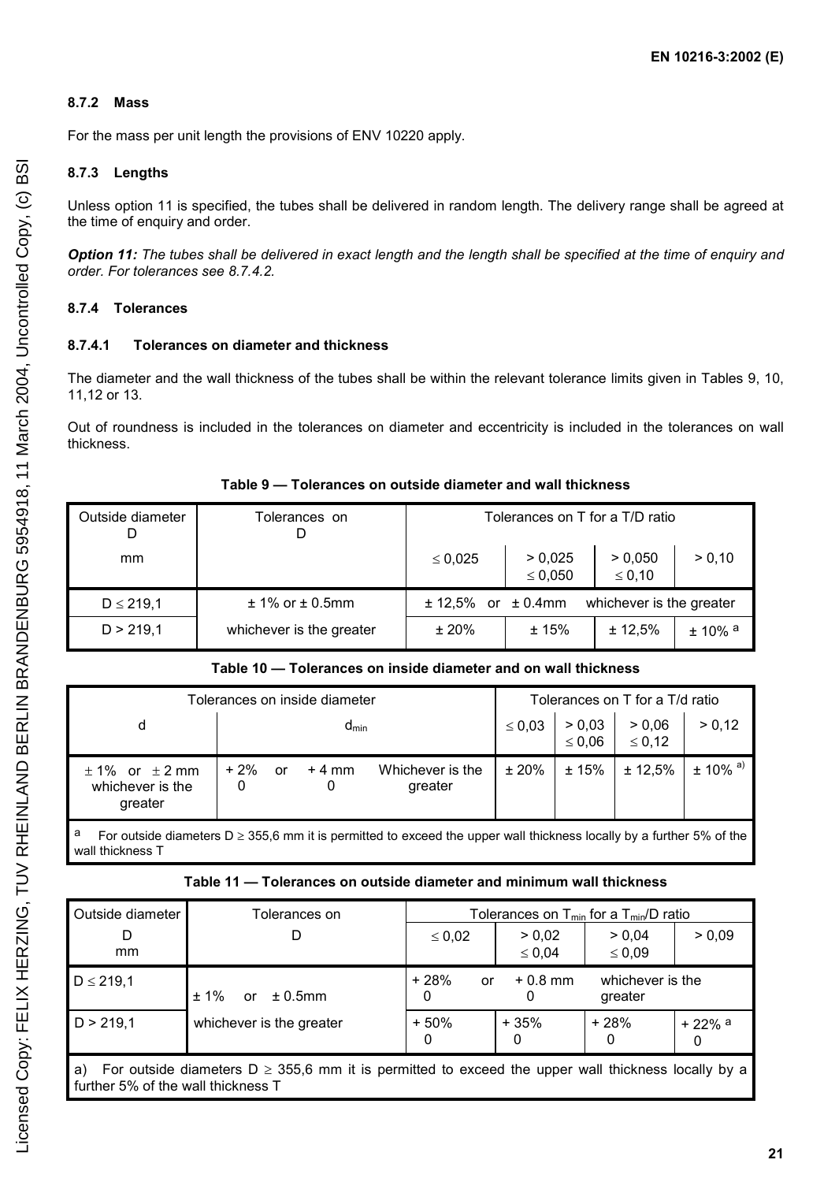#### 8.7.2 Mass

For the mass per unit length the provisions of ENV 10220 apply.

#### 8.7.3 Lengths

Unless option 11 is specified, the tubes shall be delivered in random length. The delivery range shall be agreed at the time of enquiry and order.

***Option 11:*** *The tubes shall be delivered in exact length and the length shall be specified at the time of enquiry and order. For tolerances see 8.7.4.2.*

#### 8.7.4 Tolerances

##### 8.7.4.1 Tolerances on diameter and thickness

The diameter and the wall thickness of the tubes shall be within the relevant tolerance limits given in Tables 9, 10, 11,12 or 13.

Out of roundness is included in the tolerances on diameter and eccentricity is included in the tolerances on wall thickness.

**Table 9 — Tolerances on outside diameter and wall thickness**

| Outside diameter D | Tolerances on D | Tolerances on T for a T/D ratio | | | |
|---|---|---|---|---|---|
| mm | | ≤ 0,025 | > 0,025 ≤ 0,050 | > 0,050 ≤ 0,10 | > 0,10 |
| D ≤ 219,1 | ± 1% or ± 0.5mm | ± 12,5% or ± 0.4mm whichever is the greater | | | |
| D > 219,1 | whichever is the greater | ± 20% | ± 15% | ± 12,5% | ± 10% [a] |

**Table 10 — Tolerances on inside diameter and on wall thickness**

| Tolerances on inside diameter | | Tolerances on T for a T/d ratio | | | |
|---|---|---|---|---|---|
| d | $d_{min}$ | ≤ 0,03 | > 0,03 ≤ 0,06 | > 0,06 ≤ 0,12 | > 0,12 |
| ± 1% or ± 2 mm whichever is the greater | + 2% / 0 or + 4 mm / 0 Whichever is the greater | ± 20% | ± 15% | ± 12,5% | ± 10% [a)] |

[a] For outside diameters D ≥ 355,6 mm it is permitted to exceed the upper wall thickness locally by a further 5% of the wall thickness T

**Table 11 — Tolerances on outside diameter and minimum wall thickness**

| Outside diameter D mm | Tolerances on D | Tolerances on $T_{min}$ for a $T_{min}$/D ratio | | | |
|---|---|---|---|---|---|
| | | ≤ 0,02 | > 0,02 ≤ 0,04 | > 0,04 ≤ 0,09 | > 0,09 |
| D ≤ 219,1 | ± 1% or ± 0.5mm | + 28% / 0 or + 0.8 mm / 0 whichever is the greater | | | |
| D > 219,1 | whichever is the greater | + 50% / 0 | + 35% / 0 | + 28% / 0 | + 22% [a] / 0 |

a) For outside diameters D ≥ 355,6 mm it is permitted to exceed the upper wall thickness locally by a further 5% of the wall thickness T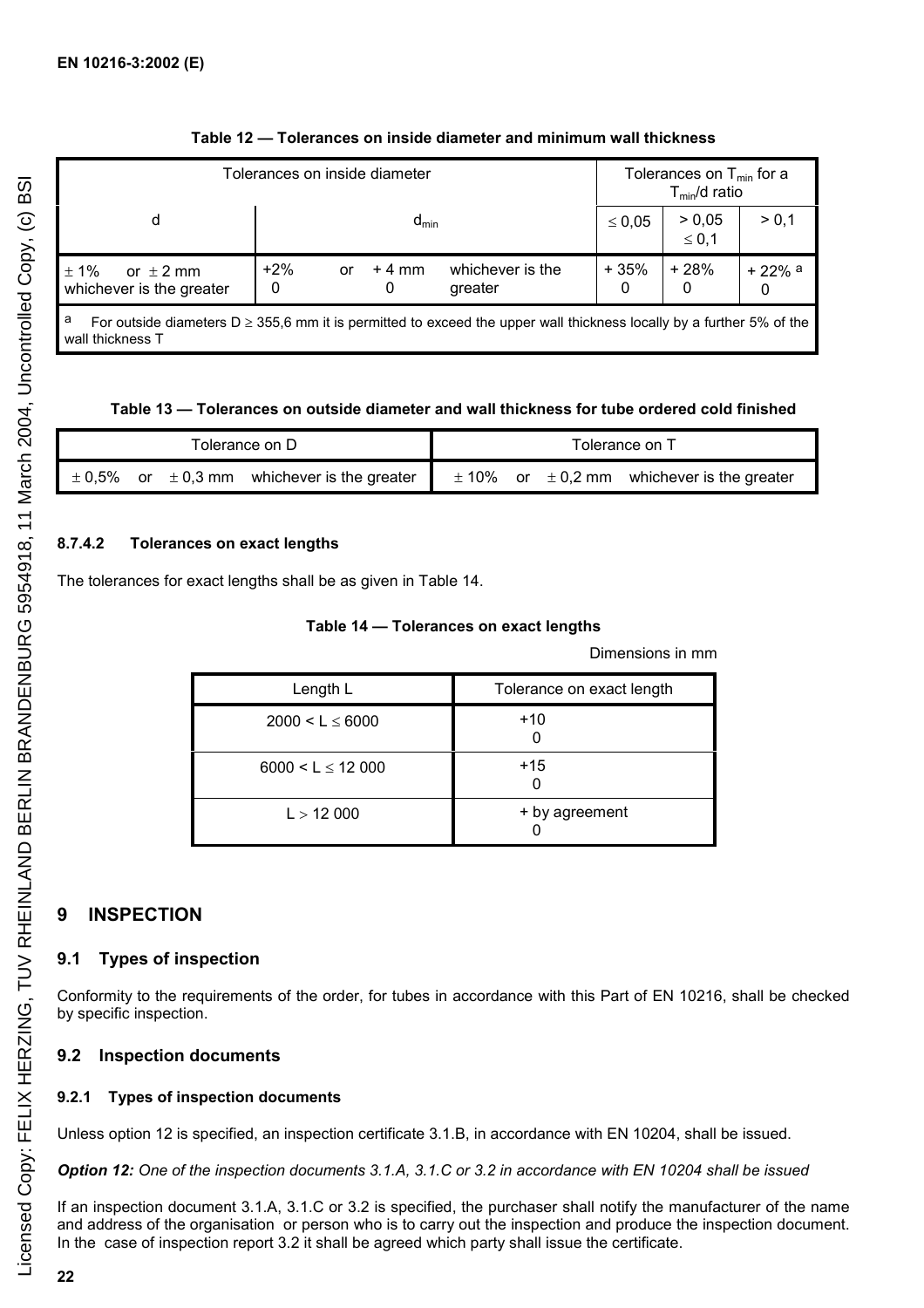**Table 12 — Tolerances on inside diameter and minimum wall thickness**

| Tolerances on inside diameter | | Tolerances on $T_{min}$ for a $T_{min}$/d ratio | | |
|---|---|---|---|---|
| d | $d_{min}$ | ≤ 0,05 | > 0,05 ≤ 0,1 | > 0,1 |
| ± 1% or ± 2 mm whichever is the greater | +2% or + 4 mm whichever is the greater / 0 0 | + 35% / 0 | + 28% / 0 | + 22% [a] / 0 |

[a] For outside diameters D ≥ 355,6 mm it is permitted to exceed the upper wall thickness locally by a further 5% of the wall thickness T

**Table 13 — Tolerances on outside diameter and wall thickness for tube ordered cold finished**

| Tolerance on D | Tolerance on T |
|---|---|
| ± 0,5% or ± 0,3 mm whichever is the greater | ± 10% or ± 0,2 mm whichever is the greater |

#### 8.7.4.2 Tolerances on exact lengths

The tolerances for exact lengths shall be as given in Table 14.

**Table 14 — Tolerances on exact lengths**

Dimensions in mm

| Length L | Tolerance on exact length |
|---|---|
| 2000 < L ≤ 6000 | +10 / 0 |
| 6000 < L ≤ 12 000 | +15 / 0 |
| L > 12 000 | + by agreement / 0 |

# 9 INSPECTION

## 9.1 Types of inspection

Conformity to the requirements of the order, for tubes in accordance with this Part of EN 10216, shall be checked by specific inspection.

## 9.2 Inspection documents

### 9.2.1 Types of inspection documents

Unless option 12 is specified, an inspection certificate 3.1.B, in accordance with EN 10204, shall be issued.

***Option 12:*** *One of the inspection documents 3.1.A, 3.1.C or 3.2 in accordance with EN 10204 shall be issued*

If an inspection document 3.1.A, 3.1.C or 3.2 is specified, the purchaser shall notify the manufacturer of the name and address of the organisation or person who is to carry out the inspection and produce the inspection document. In the case of inspection report 3.2 it shall be agreed which party shall issue the certificate.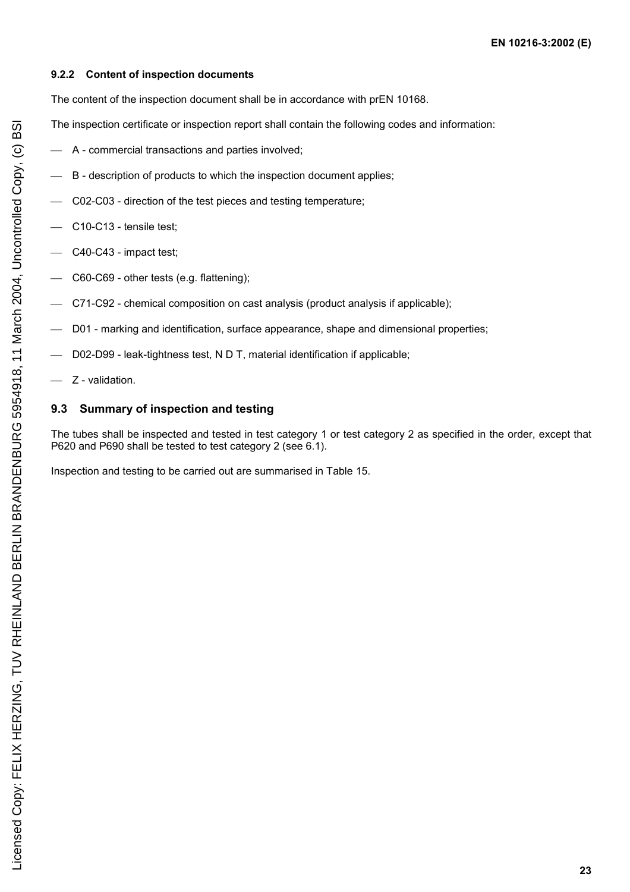### 9.2.2 Content of inspection documents

The content of the inspection document shall be in accordance with prEN 10168.

The inspection certificate or inspection report shall contain the following codes and information:

- A - commercial transactions and parties involved;
- B - description of products to which the inspection document applies;
- C02-C03 - direction of the test pieces and testing temperature;
- C10-C13 - tensile test;
- C40-C43 - impact test;
- C60-C69 - other tests (e.g. flattening);
- C71-C92 - chemical composition on cast analysis (product analysis if applicable);
- D01 - marking and identification, surface appearance, shape and dimensional properties;
- D02-D99 - leak-tightness test, N D T, material identification if applicable;
- Z - validation.

## 9.3 Summary of inspection and testing

The tubes shall be inspected and tested in test category 1 or test category 2 as specified in the order, except that P620 and P690 shall be tested to test category 2 (see 6.1).

Inspection and testing to be carried out are summarised in Table 15.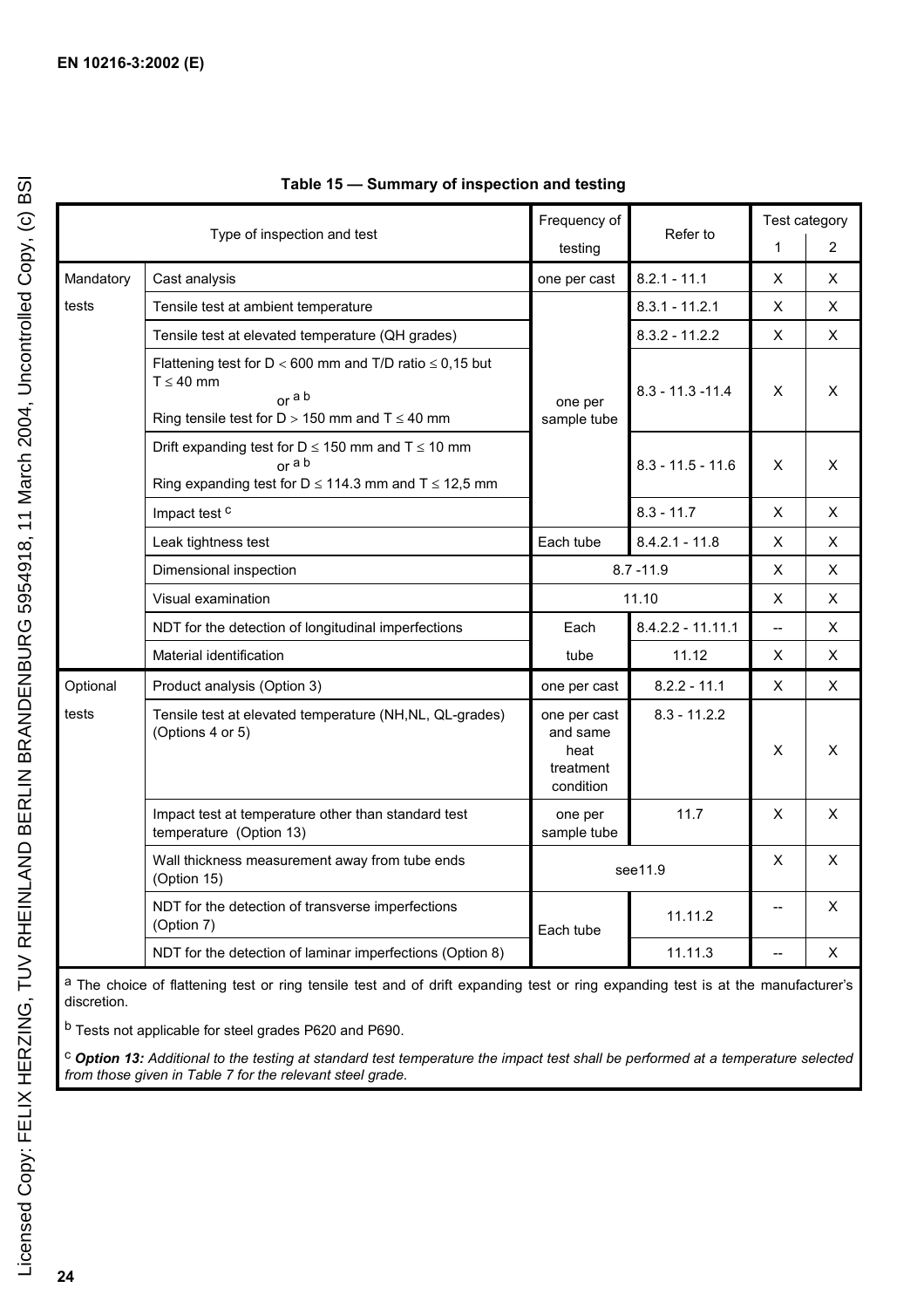**Table 15 — Summary of inspection and testing**

| | Type of inspection and test | Frequency of testing | Refer to | Test category 1 | Test category 2 |
|---|---|---|---|---|---|
| Mandatory tests | Cast analysis | one per cast | 8.2.1 - 11.1 | X | X |
| | Tensile test at ambient temperature | one per sample tube | 8.3.1 - 11.2.1 | X | X |
| | Tensile test at elevated temperature (QH grades) | | 8.3.2 - 11.2.2 | X | X |
| | Flattening test for D < 600 mm and T/D ratio ≤ 0,15 but T ≤ 40 mm or [a b] Ring tensile test for D > 150 mm and T ≤ 40 mm | | 8.3 - 11.3 -11.4 | X | X |
| | Drift expanding test for D ≤ 150 mm and T ≤ 10 mm or [a b] Ring expanding test for D ≤ 114.3 mm and T ≤ 12,5 mm | | 8.3 - 11.5 - 11.6 | X | X |
| | Impact test [c] | | 8.3 - 11.7 | X | X |
| | Leak tightness test | Each tube | 8.4.2.1 - 11.8 | X | X |
| | Dimensional inspection | 8.7 -11.9 | | X | X |
| | Visual examination | 11.10 | | X | X |
| | NDT for the detection of longitudinal imperfections | Each tube | 8.4.2.2 - 11.11.1 | -- | X |
| | Material identification | | 11.12 | X | X |
| Optional tests | Product analysis (Option 3) | one per cast | 8.2.2 - 11.1 | X | X |
| | Tensile test at elevated temperature (NH,NL, QL-grades) (Options 4 or 5) | one per cast and same heat treatment condition | 8.3 - 11.2.2 | X | X |
| | Impact test at temperature other than standard test temperature (Option 13) | one per sample tube | 11.7 | X | X |
| | Wall thickness measurement away from tube ends (Option 15) | see11.9 | | X | X |
| | NDT for the detection of transverse imperfections (Option 7) | Each tube | 11.11.2 | -- | X |
| | NDT for the detection of laminar imperfections (Option 8) | | 11.11.3 | -- | X |

[a] The choice of flattening test or ring tensile test and of drift expanding test or ring expanding test is at the manufacturer's discretion.

[b] Tests not applicable for steel grades P620 and P690.

[c] ***Option 13:*** *Additional to the testing at standard test temperature the impact test shall be performed at a temperature selected from those given in Table 7 for the relevant steel grade.*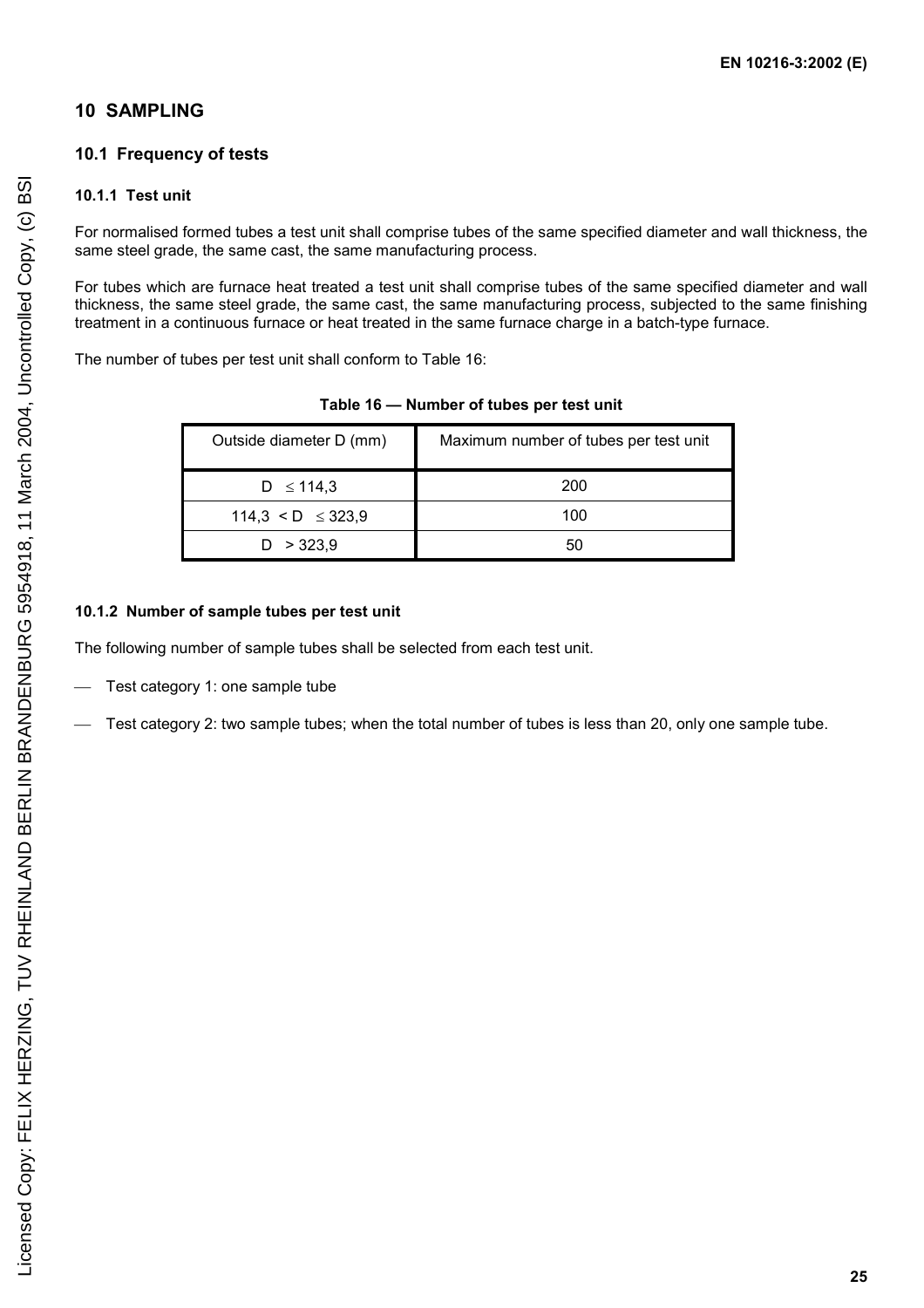## 10 SAMPLING

### 10.1 Frequency of tests

#### 10.1.1 Test unit

For normalised formed tubes a test unit shall comprise tubes of the same specified diameter and wall thickness, the same steel grade, the same cast, the same manufacturing process.

For tubes which are furnace heat treated a test unit shall comprise tubes of the same specified diameter and wall thickness, the same steel grade, the same cast, the same manufacturing process, subjected to the same finishing treatment in a continuous furnace or heat treated in the same furnace charge in a batch-type furnace.

The number of tubes per test unit shall conform to Table 16:

**Table 16 — Number of tubes per test unit**

| Outside diameter D (mm) | Maximum number of tubes per test unit |
|---|---|
| $D \leq 114{,}3$ | 200 |
| $114{,}3 < D \leq 323{,}9$ | 100 |
| $D > 323{,}9$ | 50 |

#### 10.1.2 Number of sample tubes per test unit

The following number of sample tubes shall be selected from each test unit.

- Test category 1: one sample tube
- Test category 2: two sample tubes; when the total number of tubes is less than 20, only one sample tube.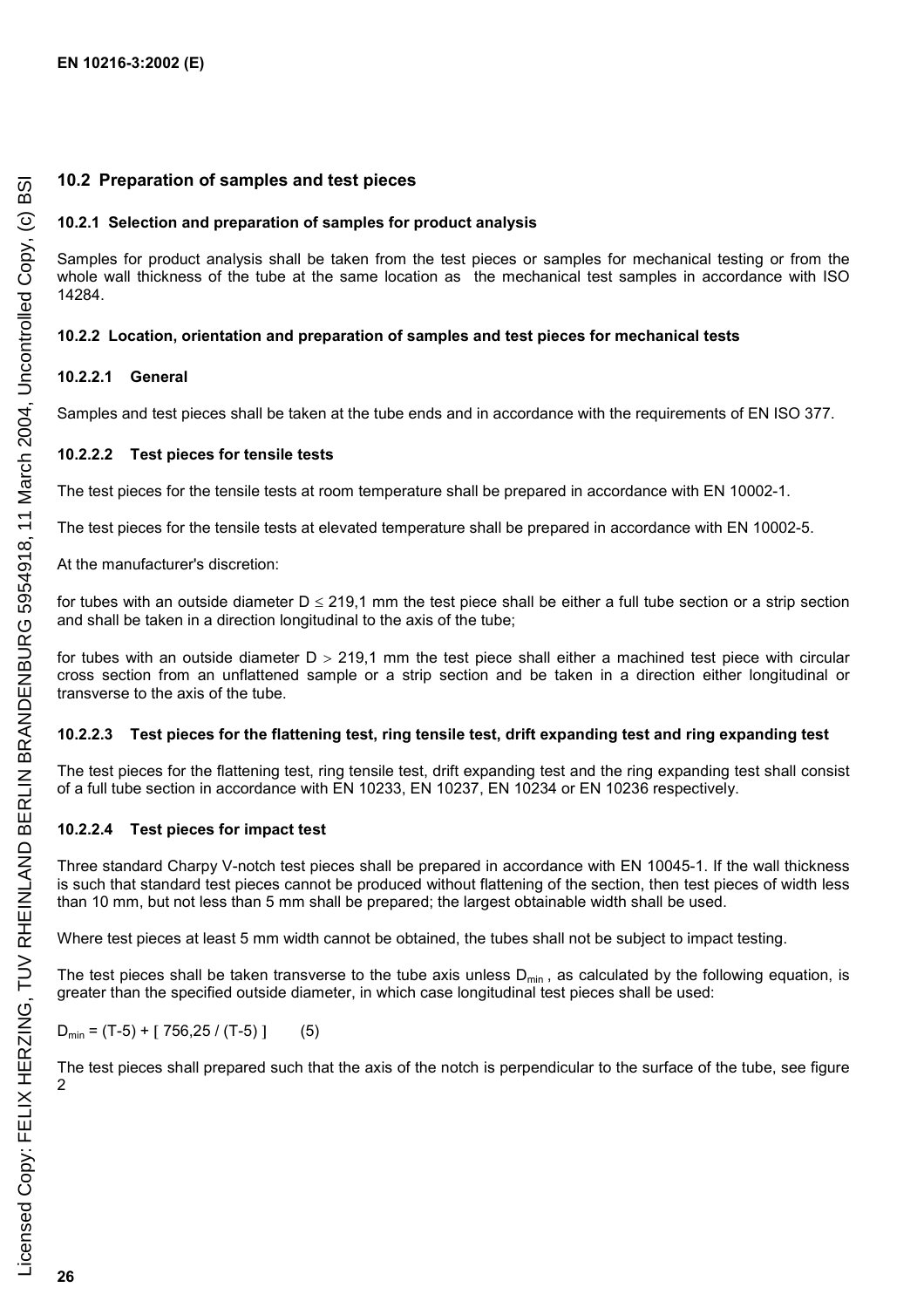## 10.2 Preparation of samples and test pieces

### 10.2.1 Selection and preparation of samples for product analysis

Samples for product analysis shall be taken from the test pieces or samples for mechanical testing or from the whole wall thickness of the tube at the same location as the mechanical test samples in accordance with ISO 14284.

### 10.2.2 Location, orientation and preparation of samples and test pieces for mechanical tests

#### 10.2.2.1 General

Samples and test pieces shall be taken at the tube ends and in accordance with the requirements of EN ISO 377.

#### 10.2.2.2 Test pieces for tensile tests

The test pieces for the tensile tests at room temperature shall be prepared in accordance with EN 10002-1.

The test pieces for the tensile tests at elevated temperature shall be prepared in accordance with EN 10002-5.

At the manufacturer's discretion:

for tubes with an outside diameter $D \leq 219{,}1$ mm the test piece shall be either a full tube section or a strip section and shall be taken in a direction longitudinal to the axis of the tube;

for tubes with an outside diameter $D > 219{,}1$ mm the test piece shall either a machined test piece with circular cross section from an unflattened sample or a strip section and be taken in a direction either longitudinal or transverse to the axis of the tube.

#### 10.2.2.3 Test pieces for the flattening test, ring tensile test, drift expanding test and ring expanding test

The test pieces for the flattening test, ring tensile test, drift expanding test and the ring expanding test shall consist of a full tube section in accordance with EN 10233, EN 10237, EN 10234 or EN 10236 respectively.

#### 10.2.2.4 Test pieces for impact test

Three standard Charpy V-notch test pieces shall be prepared in accordance with EN 10045-1. If the wall thickness is such that standard test pieces cannot be produced without flattening of the section, then test pieces of width less than 10 mm, but not less than 5 mm shall be prepared; the largest obtainable width shall be used.

Where test pieces at least 5 mm width cannot be obtained, the tubes shall not be subject to impact testing.

The test pieces shall be taken transverse to the tube axis unless $D_{min}$, as calculated by the following equation, is greater than the specified outside diameter, in which case longitudinal test pieces shall be used:

$$D_{min} = (T-5) + [\, 756{,}25 / (T-5) \,] \qquad (5)$$

The test pieces shall prepared such that the axis of the notch is perpendicular to the surface of the tube, see figure 2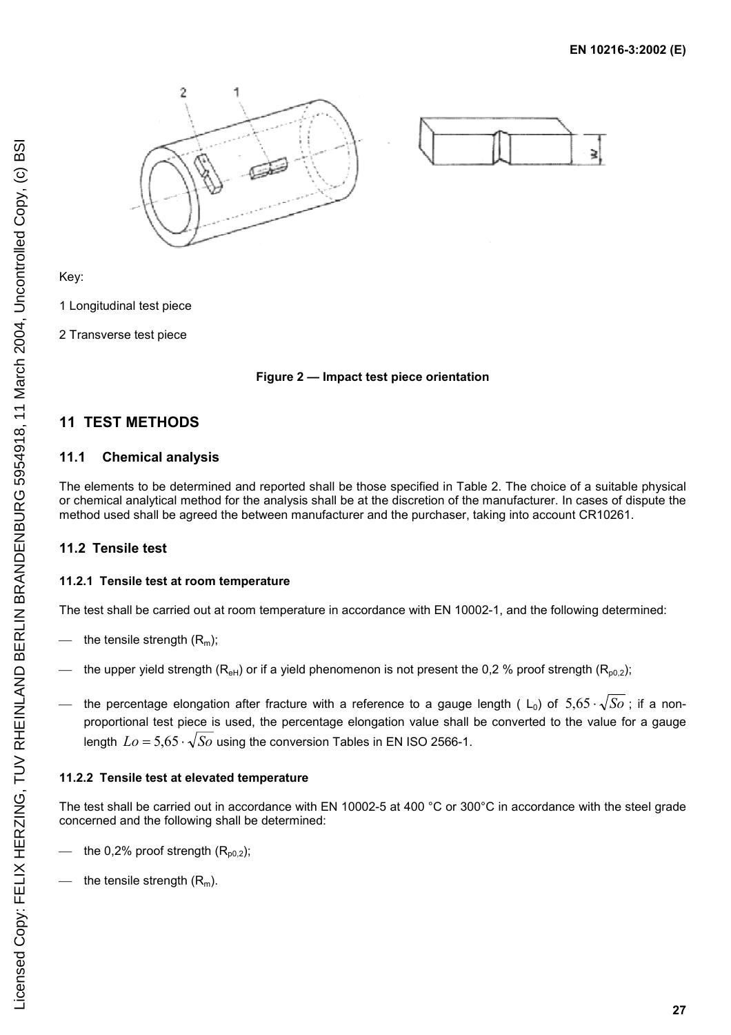Key:

1 Longitudinal test piece

2 Transverse test piece

**Figure 2 — Impact test piece orientation**

## 11 TEST METHODS

### 11.1 Chemical analysis

The elements to be determined and reported shall be those specified in Table 2. The choice of a suitable physical or chemical analytical method for the analysis shall be at the discretion of the manufacturer. In cases of dispute the method used shall be agreed the between manufacturer and the purchaser, taking into account CR10261.

### 11.2 Tensile test

#### 11.2.1 Tensile test at room temperature

The test shall be carried out at room temperature in accordance with EN 10002-1, and the following determined:

- the tensile strength ($R_m$);
- the upper yield strength ($R_{eH}$) or if a yield phenomenon is not present the 0,2 % proof strength ($R_{p0,2}$);
- the percentage elongation after fracture with a reference to a gauge length ( $L_0$) of $5{,}65 \cdot \sqrt{So}$ ; if a non-proportional test piece is used, the percentage elongation value shall be converted to the value for a gauge length $Lo = 5{,}65 \cdot \sqrt{So}$ using the conversion Tables in EN ISO 2566-1.

#### 11.2.2 Tensile test at elevated temperature

The test shall be carried out in accordance with EN 10002-5 at 400 °C or 300°C in accordance with the steel grade concerned and the following shall be determined:

- the 0,2% proof strength ($R_{p0,2}$);
- the tensile strength ($R_m$).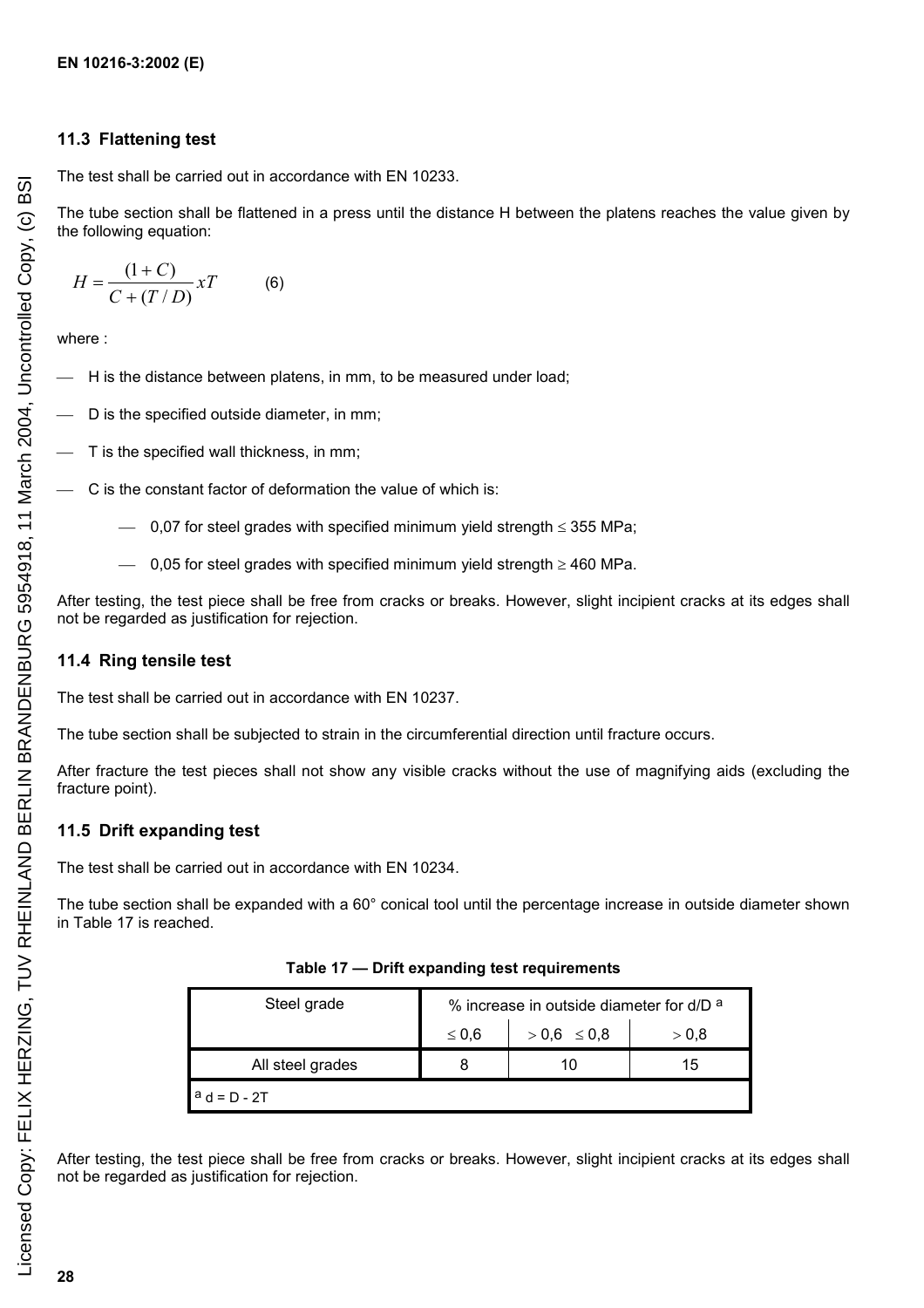### 11.3 Flattening test

The test shall be carried out in accordance with EN 10233.

The tube section shall be flattened in a press until the distance H between the platens reaches the value given by the following equation:

$$H = \frac{(1+C)}{C+(T/D)} xT \qquad (6)$$

where :

- H is the distance between platens, in mm, to be measured under load;
- D is the specified outside diameter, in mm;
- T is the specified wall thickness, in mm;
- C is the constant factor of deformation the value of which is:
  - 0,07 for steel grades with specified minimum yield strength $\leq$ 355 MPa;
  - 0,05 for steel grades with specified minimum yield strength $\geq$ 460 MPa.

After testing, the test piece shall be free from cracks or breaks. However, slight incipient cracks at its edges shall not be regarded as justification for rejection.

### 11.4 Ring tensile test

The test shall be carried out in accordance with EN 10237.

The tube section shall be subjected to strain in the circumferential direction until fracture occurs.

After fracture the test pieces shall not show any visible cracks without the use of magnifying aids (excluding the fracture point).

### 11.5 Drift expanding test

The test shall be carried out in accordance with EN 10234.

The tube section shall be expanded with a 60° conical tool until the percentage increase in outside diameter shown in Table 17 is reached.

**Table 17 — Drift expanding test requirements**

| Steel grade | % increase in outside diameter for d/D [a] | | |
|---|---|---|---|
| | $\leq$ 0,6 | $>$ 0,6 $\leq$ 0,8 | $>$ 0,8 |
| All steel grades | 8 | 10 | 15 |
| [a] d = D - 2T | | | |

After testing, the test piece shall be free from cracks or breaks. However, slight incipient cracks at its edges shall not be regarded as justification for rejection.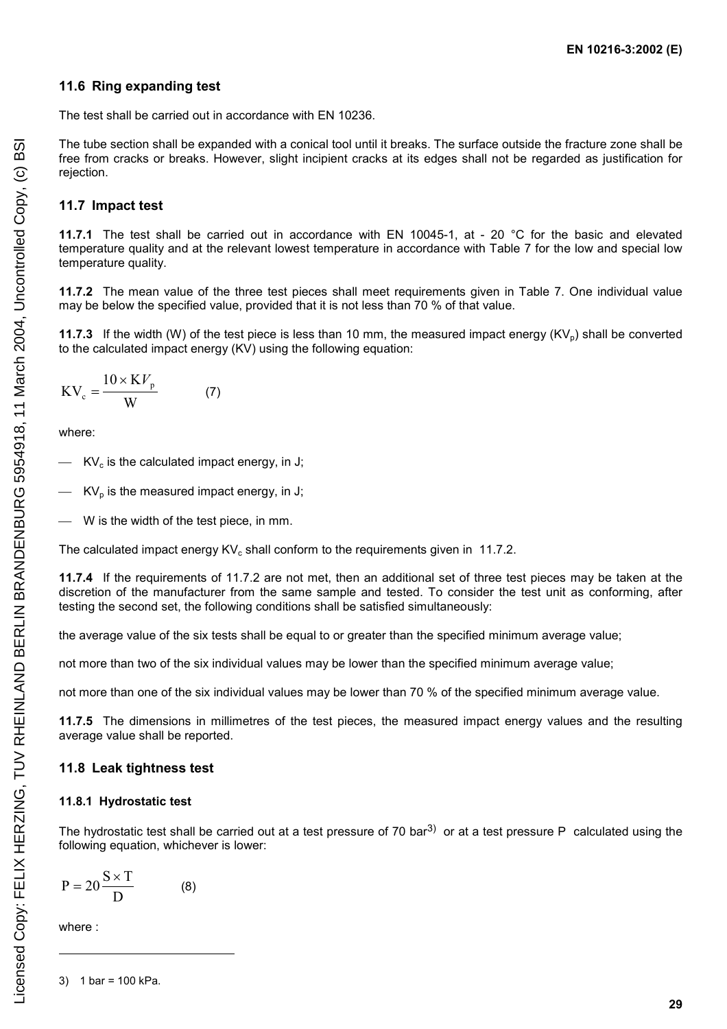## 11.6 Ring expanding test

The test shall be carried out in accordance with EN 10236.

The tube section shall be expanded with a conical tool until it breaks. The surface outside the fracture zone shall be free from cracks or breaks. However, slight incipient cracks at its edges shall not be regarded as justification for rejection.

## 11.7 Impact test

**11.7.1** The test shall be carried out in accordance with EN 10045-1, at - 20 °C for the basic and elevated temperature quality and at the relevant lowest temperature in accordance with Table 7 for the low and special low temperature quality.

**11.7.2** The mean value of the three test pieces shall meet requirements given in Table 7. One individual value may be below the specified value, provided that it is not less than 70 % of that value.

**11.7.3** If the width (W) of the test piece is less than 10 mm, the measured impact energy ($KV_p$) shall be converted to the calculated impact energy (KV) using the following equation:

$$KV_c = \frac{10 \times KV_p}{W} \qquad (7)$$

where:

- $KV_c$ is the calculated impact energy, in J;
- $KV_p$ is the measured impact energy, in J;
- W is the width of the test piece, in mm.

The calculated impact energy $KV_c$ shall conform to the requirements given in 11.7.2.

**11.7.4** If the requirements of 11.7.2 are not met, then an additional set of three test pieces may be taken at the discretion of the manufacturer from the same sample and tested. To consider the test unit as conforming, after testing the second set, the following conditions shall be satisfied simultaneously:

the average value of the six tests shall be equal to or greater than the specified minimum average value;

not more than two of the six individual values may be lower than the specified minimum average value;

not more than one of the six individual values may be lower than 70 % of the specified minimum average value.

**11.7.5** The dimensions in millimetres of the test pieces, the measured impact energy values and the resulting average value shall be reported.

## 11.8 Leak tightness test

### 11.8.1 Hydrostatic test

The hydrostatic test shall be carried out at a test pressure of 70 bar[3] or at a test pressure P calculated using the following equation, whichever is lower:

$$P = 20\frac{S \times T}{D} \qquad (8)$$

where :

3) 1 bar = 100 kPa.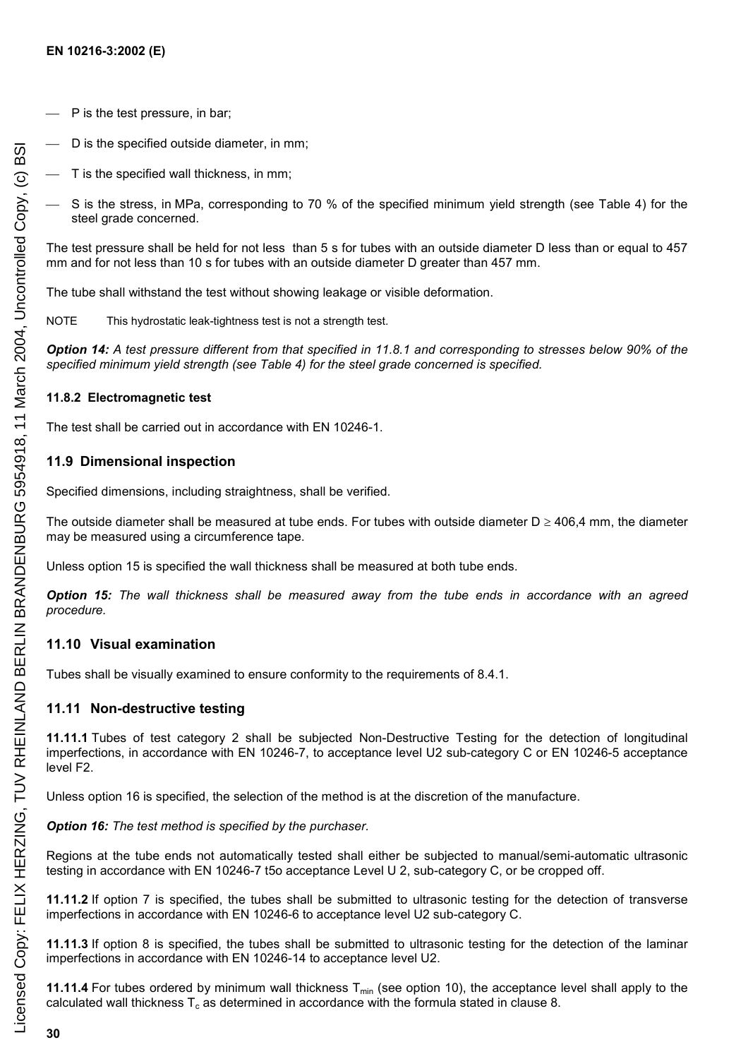— P is the test pressure, in bar;

— D is the specified outside diameter, in mm;

— T is the specified wall thickness, in mm;

— S is the stress, in MPa, corresponding to 70 % of the specified minimum yield strength (see Table 4) for the steel grade concerned.

The test pressure shall be held for not less than 5 s for tubes with an outside diameter D less than or equal to 457 mm and for not less than 10 s for tubes with an outside diameter D greater than 457 mm.

The tube shall withstand the test without showing leakage or visible deformation.

NOTE This hydrostatic leak-tightness test is not a strength test.

***Option 14:*** *A test pressure different from that specified in 11.8.1 and corresponding to stresses below 90% of the specified minimum yield strength (see Table 4) for the steel grade concerned is specified.*

#### 11.8.2 Electromagnetic test

The test shall be carried out in accordance with EN 10246-1.

### 11.9 Dimensional inspection

Specified dimensions, including straightness, shall be verified.

The outside diameter shall be measured at tube ends. For tubes with outside diameter D ≥ 406,4 mm, the diameter may be measured using a circumference tape.

Unless option 15 is specified the wall thickness shall be measured at both tube ends.

***Option 15:*** *The wall thickness shall be measured away from the tube ends in accordance with an agreed procedure.*

### 11.10 Visual examination

Tubes shall be visually examined to ensure conformity to the requirements of 8.4.1.

### 11.11 Non-destructive testing

**11.11.1** Tubes of test category 2 shall be subjected Non-Destructive Testing for the detection of longitudinal imperfections, in accordance with EN 10246-7, to acceptance level U2 sub-category C or EN 10246-5 acceptance level F2.

Unless option 16 is specified, the selection of the method is at the discretion of the manufacture.

***Option 16:*** *The test method is specified by the purchaser.*

Regions at the tube ends not automatically tested shall either be subjected to manual/semi-automatic ultrasonic testing in accordance with EN 10246-7 t5o acceptance Level U 2, sub-category C, or be cropped off.

**11.11.2** If option 7 is specified, the tubes shall be submitted to ultrasonic testing for the detection of transverse imperfections in accordance with EN 10246-6 to acceptance level U2 sub-category C.

**11.11.3** If option 8 is specified, the tubes shall be submitted to ultrasonic testing for the detection of the laminar imperfections in accordance with EN 10246-14 to acceptance level U2.

**11.11.4** For tubes ordered by minimum wall thickness $T_{min}$ (see option 10), the acceptance level shall apply to the calculated wall thickness $T_c$ as determined in accordance with the formula stated in clause 8.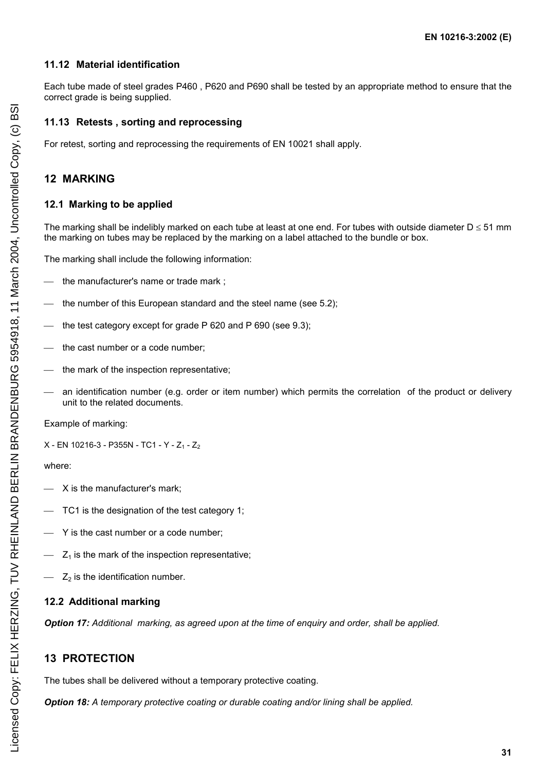### 11.12 Material identification

Each tube made of steel grades P460 , P620 and P690 shall be tested by an appropriate method to ensure that the correct grade is being supplied.

### 11.13 Retests , sorting and reprocessing

For retest, sorting and reprocessing the requirements of EN 10021 shall apply.

## 12 MARKING

### 12.1 Marking to be applied

The marking shall be indelibly marked on each tube at least at one end. For tubes with outside diameter $D \leq 51$ mm the marking on tubes may be replaced by the marking on a label attached to the bundle or box.

The marking shall include the following information:

- the manufacturer's name or trade mark ;
- the number of this European standard and the steel name (see 5.2);
- the test category except for grade P 620 and P 690 (see 9.3);
- the cast number or a code number;
- the mark of the inspection representative;
- an identification number (e.g. order or item number) which permits the correlation of the product or delivery unit to the related documents.

Example of marking:

X - EN 10216-3 - P355N - TC1 - Y - $Z_1$ - $Z_2$

where:

- X is the manufacturer's mark;
- TC1 is the designation of the test category 1;
- Y is the cast number or a code number;
- $Z_1$ is the mark of the inspection representative;
- $Z_2$ is the identification number.

### 12.2 Additional marking

***Option 17:*** *Additional marking, as agreed upon at the time of enquiry and order, shall be applied.*

## 13 PROTECTION

The tubes shall be delivered without a temporary protective coating.

***Option 18:*** *A temporary protective coating or durable coating and/or lining shall be applied.*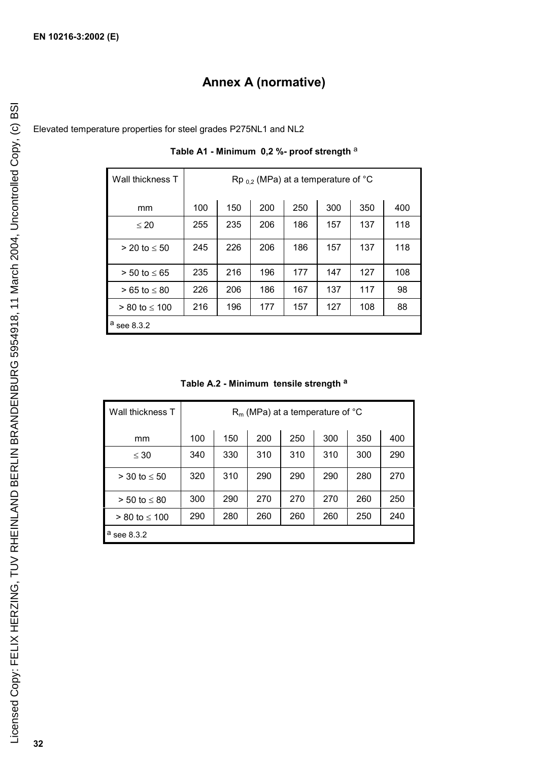# Annex A (normative)

Elevated temperature properties for steel grades P275NL1 and NL2

**Table A1 - Minimum 0,2 %- proof strength** [a]

| Wall thickness T | $Rp_{0,2}$ (MPa) at a temperature of °C | | | | | | |
|---|---|---|---|---|---|---|---|
| mm | 100 | 150 | 200 | 250 | 300 | 350 | 400 |
| ≤ 20 | 255 | 235 | 206 | 186 | 157 | 137 | 118 |
| > 20 to ≤ 50 | 245 | 226 | 206 | 186 | 157 | 137 | 118 |
| > 50 to ≤ 65 | 235 | 216 | 196 | 177 | 147 | 127 | 108 |
| > 65 to ≤ 80 | 226 | 206 | 186 | 167 | 137 | 117 | 98 |
| > 80 to ≤ 100 | 216 | 196 | 177 | 157 | 127 | 108 | 88 |

[a] see 8.3.2

**Table A.2 - Minimum tensile strength** [a]

| Wall thickness T | $R_m$ (MPa) at a temperature of °C | | | | | | |
|---|---|---|---|---|---|---|---|
| mm | 100 | 150 | 200 | 250 | 300 | 350 | 400 |
| ≤ 30 | 340 | 330 | 310 | 310 | 310 | 300 | 290 |
| > 30 to ≤ 50 | 320 | 310 | 290 | 290 | 290 | 280 | 270 |
| > 50 to ≤ 80 | 300 | 290 | 270 | 270 | 270 | 260 | 250 |
| > 80 to ≤ 100 | 290 | 280 | 260 | 260 | 260 | 250 | 240 |

[a] see 8.3.2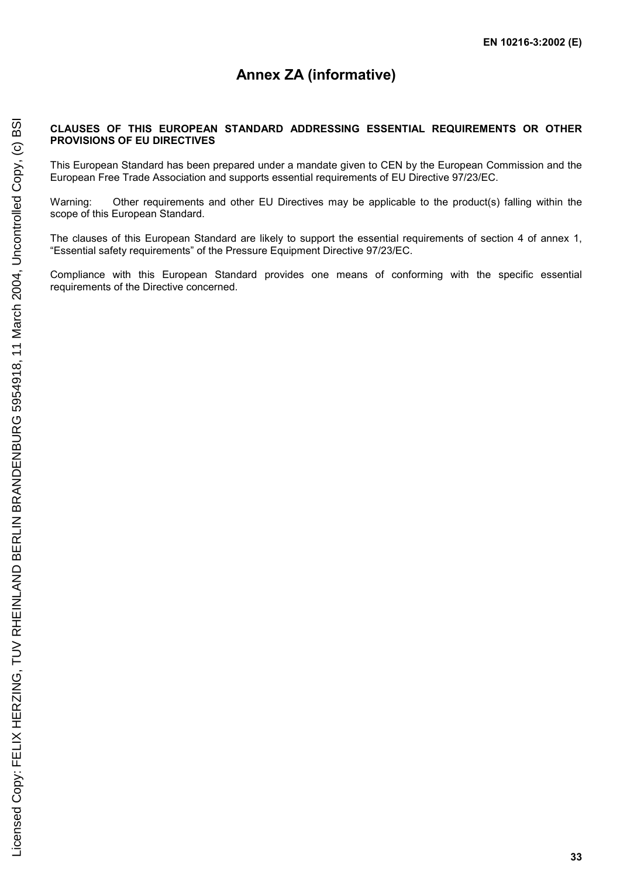# Annex ZA (informative)

**CLAUSES OF THIS EUROPEAN STANDARD ADDRESSING ESSENTIAL REQUIREMENTS OR OTHER PROVISIONS OF EU DIRECTIVES**

This European Standard has been prepared under a mandate given to CEN by the European Commission and the European Free Trade Association and supports essential requirements of EU Directive 97/23/EC.

Warning: Other requirements and other EU Directives may be applicable to the product(s) falling within the scope of this European Standard.

The clauses of this European Standard are likely to support the essential requirements of section 4 of annex 1, "Essential safety requirements" of the Pressure Equipment Directive 97/23/EC.

Compliance with this European Standard provides one means of conforming with the specific essential requirements of the Directive concerned.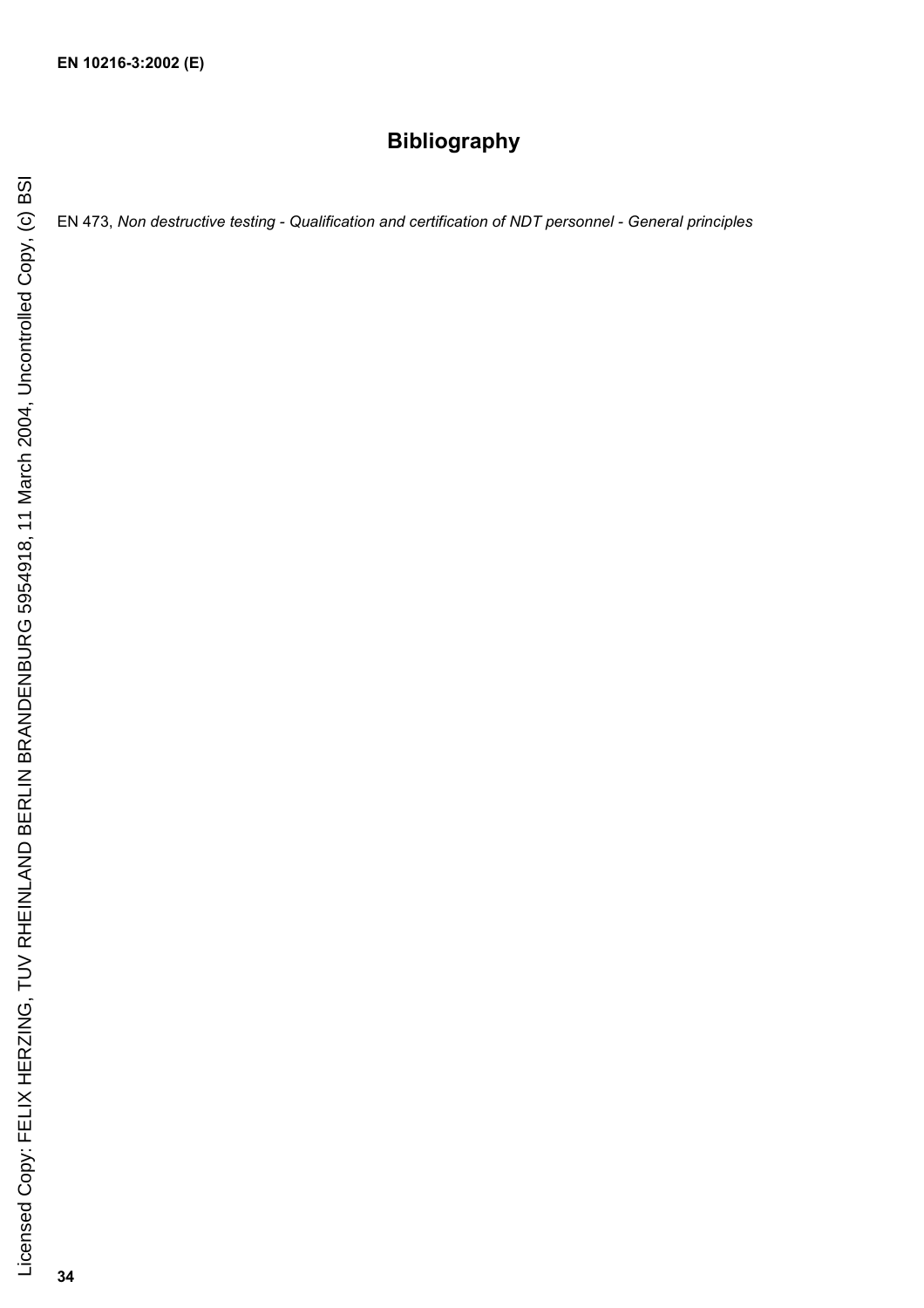# Bibliography

EN 473, *Non destructive testing - Qualification and certification of NDT personnel - General principles*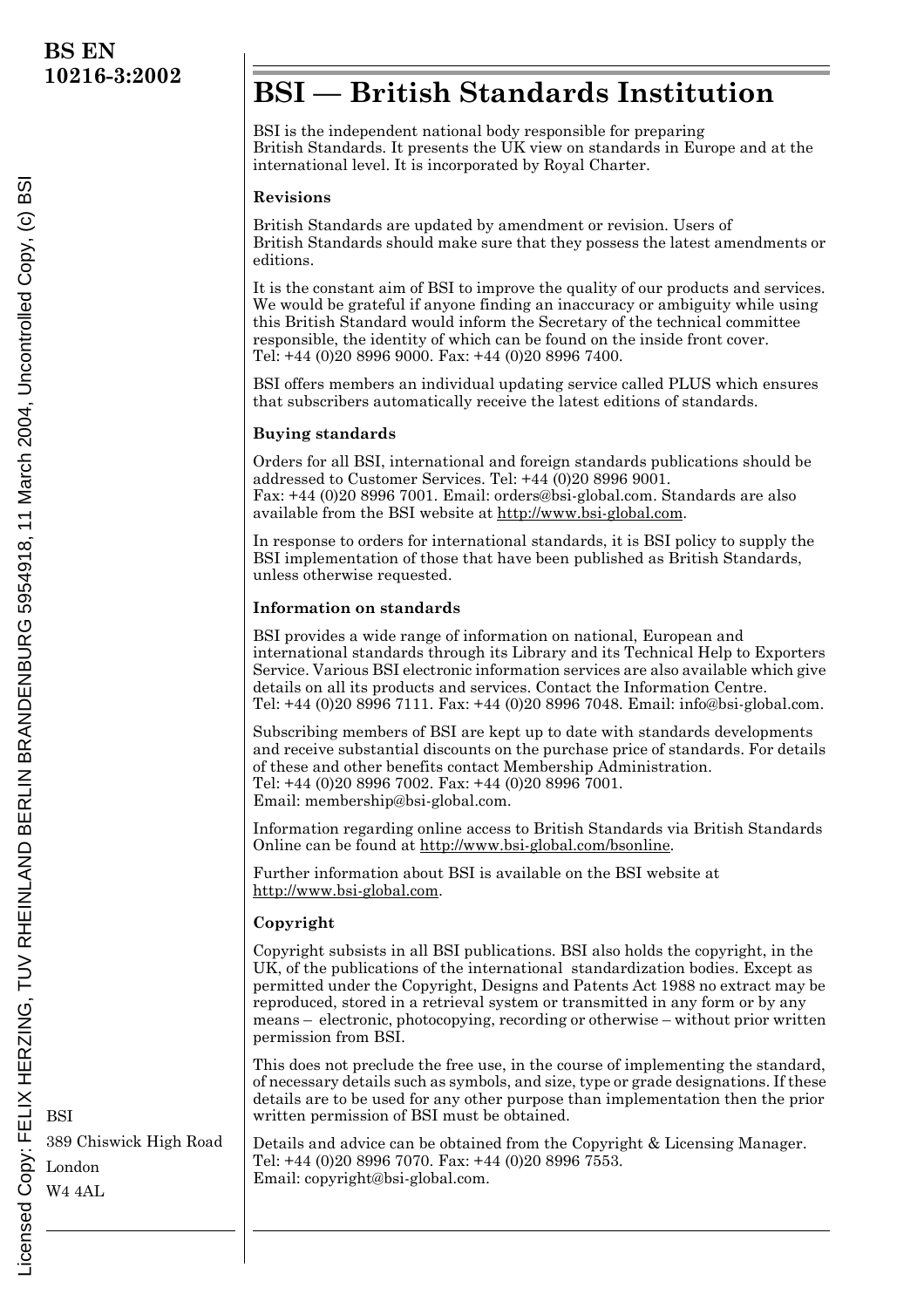# BSI — British Standards Institution

BSI is the independent national body responsible for preparing British Standards. It presents the UK view on standards in Europe and at the international level. It is incorporated by Royal Charter.

### Revisions

British Standards are updated by amendment or revision. Users of British Standards should make sure that they possess the latest amendments or editions.

It is the constant aim of BSI to improve the quality of our products and services. We would be grateful if anyone finding an inaccuracy or ambiguity while using this British Standard would inform the Secretary of the technical committee responsible, the identity of which can be found on the inside front cover. Tel: +44 (0)20 8996 9000. Fax: +44 (0)20 8996 7400.

BSI offers members an individual updating service called PLUS which ensures that subscribers automatically receive the latest editions of standards.

### Buying standards

Orders for all BSI, international and foreign standards publications should be addressed to Customer Services. Tel: +44 (0)20 8996 9001. Fax: +44 (0)20 8996 7001. Email: orders@bsi-global.com. Standards are also available from the BSI website at http://www.bsi-global.com.

In response to orders for international standards, it is BSI policy to supply the BSI implementation of those that have been published as British Standards, unless otherwise requested.

### Information on standards

BSI provides a wide range of information on national, European and international standards through its Library and its Technical Help to Exporters Service. Various BSI electronic information services are also available which give details on all its products and services. Contact the Information Centre. Tel: +44 (0)20 8996 7111. Fax: +44 (0)20 8996 7048. Email: info@bsi-global.com.

Subscribing members of BSI are kept up to date with standards developments and receive substantial discounts on the purchase price of standards. For details of these and other benefits contact Membership Administration. Tel: +44 (0)20 8996 7002. Fax: +44 (0)20 8996 7001. Email: membership@bsi-global.com.

Information regarding online access to British Standards via British Standards Online can be found at http://www.bsi-global.com/bsonline.

Further information about BSI is available on the BSI website at http://www.bsi-global.com.

### Copyright

Copyright subsists in all BSI publications. BSI also holds the copyright, in the UK, of the publications of the international standardization bodies. Except as permitted under the Copyright, Designs and Patents Act 1988 no extract may be reproduced, stored in a retrieval system or transmitted in any form or by any means – electronic, photocopying, recording or otherwise – without prior written permission from BSI.

This does not preclude the free use, in the course of implementing the standard, of necessary details such as symbols, and size, type or grade designations. If these details are to be used for any other purpose than implementation then the prior written permission of BSI must be obtained.

Details and advice can be obtained from the Copyright & Licensing Manager. Tel: +44 (0)20 8996 7070. Fax: +44 (0)20 8996 7553. Email: copyright@bsi-global.com.

BSI
389 Chiswick High Road
London
W4 4AL